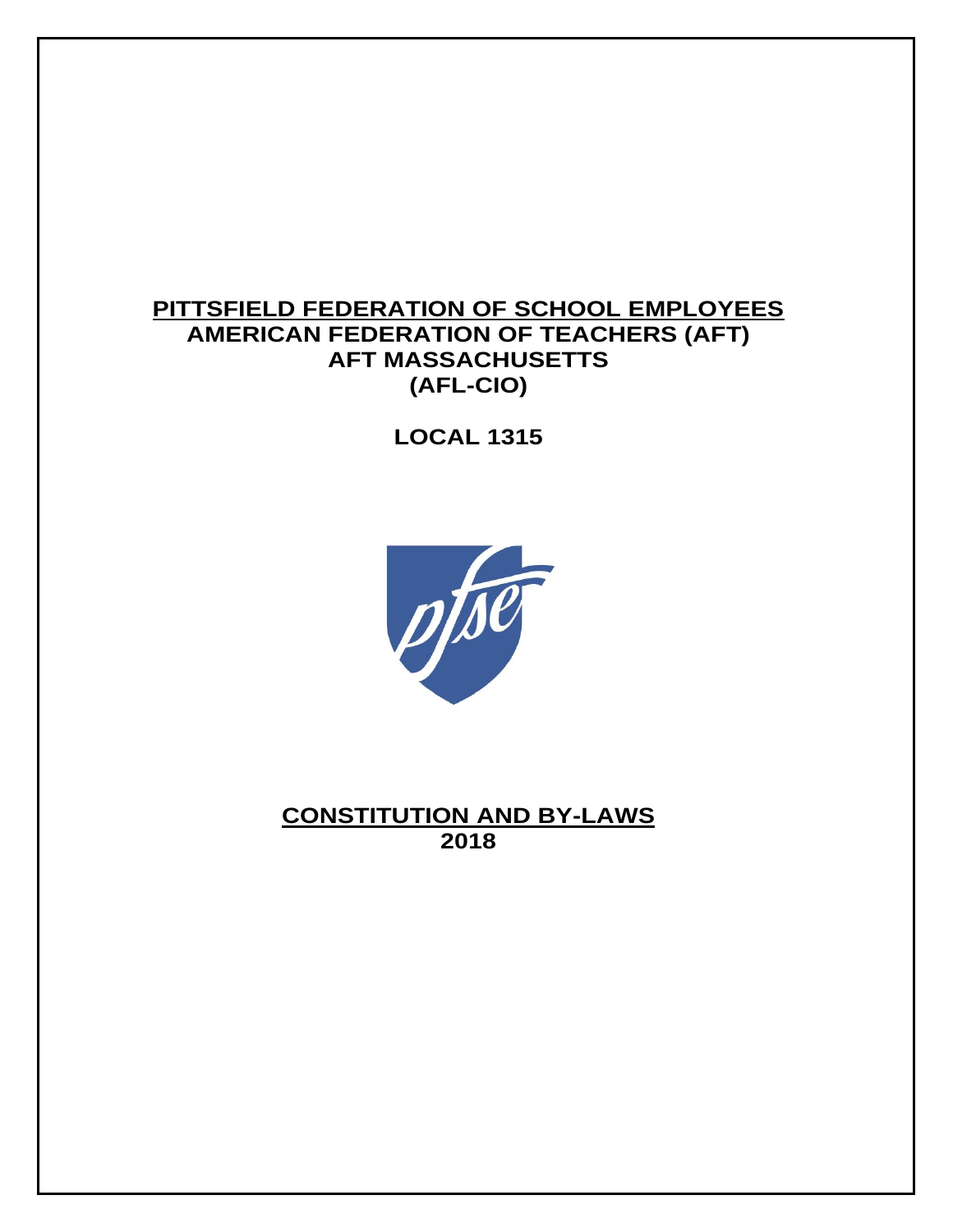# PITTSFIELD FEDERATION OF SCHOOL EMPLOYEES

**AMERICAN FEDERATION OF TEACHERS (AFT)**

**AFT MASSACHUSETTS**

**(AFL-CIO)**

**LOCAL 1315**

## CONSTITUTION AND BY-LAWS

**2018**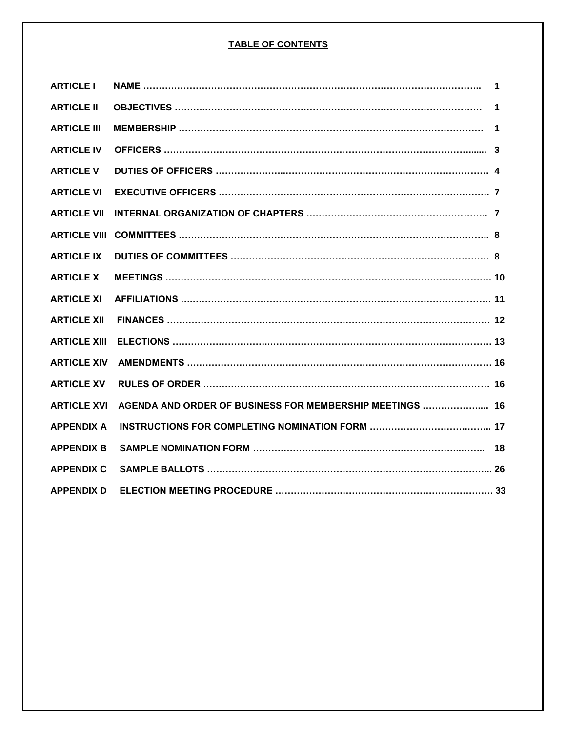# TABLE OF CONTENTS

| | | |
|---|---|---|
| **ARTICLE I** | **NAME** | **1** |
| **ARTICLE II** | **OBJECTIVES** | **1** |
| **ARTICLE III** | **MEMBERSHIP** | **1** |
| **ARTICLE IV** | **OFFICERS** | **3** |
| **ARTICLE V** | **DUTIES OF OFFICERS** | **4** |
| **ARTICLE VI** | **EXECUTIVE OFFICERS** | **7** |
| **ARTICLE VII** | **INTERNAL ORGANIZATION OF CHAPTERS** | **7** |
| **ARTICLE VIII** | **COMMITTEES** | **8** |
| **ARTICLE IX** | **DUTIES OF COMMITTEES** | **8** |
| **ARTICLE X** | **MEETINGS** | **10** |
| **ARTICLE XI** | **AFFILIATIONS** | **11** |
| **ARTICLE XII** | **FINANCES** | **12** |
| **ARTICLE XIII** | **ELECTIONS** | **13** |
| **ARTICLE XIV** | **AMENDMENTS** | **16** |
| **ARTICLE XV** | **RULES OF ORDER** | **16** |
| **ARTICLE XVI** | **AGENDA AND ORDER OF BUSINESS FOR MEMBERSHIP MEETINGS** | **16** |
| **APPENDIX A** | **INSTRUCTIONS FOR COMPLETING NOMINATION FORM** | **17** |
| **APPENDIX B** | **SAMPLE NOMINATION FORM** | **18** |
| **APPENDIX C** | **SAMPLE BALLOTS** | **26** |
| **APPENDIX D** | **ELECTION MEETING PROCEDURE** | **33** |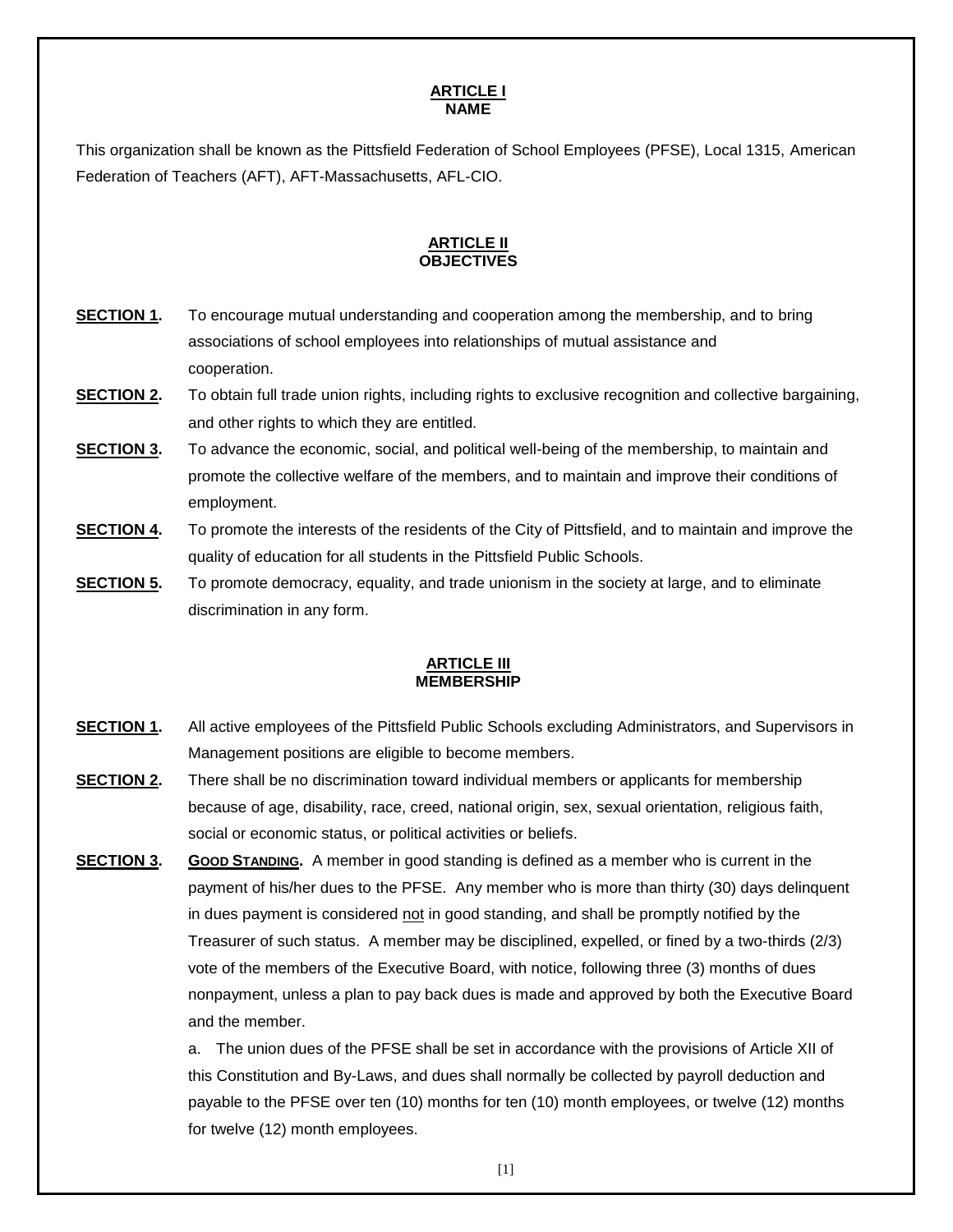## ARTICLE I
## NAME

This organization shall be known as the Pittsfield Federation of School Employees (PFSE), Local 1315, American Federation of Teachers (AFT), AFT-Massachusetts, AFL-CIO.

## ARTICLE II
## OBJECTIVES

**SECTION 1.** To encourage mutual understanding and cooperation among the membership, and to bring associations of school employees into relationships of mutual assistance and cooperation.

**SECTION 2.** To obtain full trade union rights, including rights to exclusive recognition and collective bargaining, and other rights to which they are entitled.

**SECTION 3.** To advance the economic, social, and political well-being of the membership, to maintain and promote the collective welfare of the members, and to maintain and improve their conditions of employment.

**SECTION 4.** To promote the interests of the residents of the City of Pittsfield, and to maintain and improve the quality of education for all students in the Pittsfield Public Schools.

**SECTION 5.** To promote democracy, equality, and trade unionism in the society at large, and to eliminate discrimination in any form.

## ARTICLE III
## MEMBERSHIP

**SECTION 1.** All active employees of the Pittsfield Public Schools excluding Administrators, and Supervisors in Management positions are eligible to become members.

**SECTION 2.** There shall be no discrimination toward individual members or applicants for membership because of age, disability, race, creed, national origin, sex, sexual orientation, religious faith, social or economic status, or political activities or beliefs.

**SECTION 3.** **GOOD STANDING.** A member in good standing is defined as a member who is current in the payment of his/her dues to the PFSE. Any member who is more than thirty (30) days delinquent in dues payment is considered not in good standing, and shall be promptly notified by the Treasurer of such status. A member may be disciplined, expelled, or fined by a two-thirds (2/3) vote of the members of the Executive Board, with notice, following three (3) months of dues nonpayment, unless a plan to pay back dues is made and approved by both the Executive Board and the member.

a. The union dues of the PFSE shall be set in accordance with the provisions of Article XII of this Constitution and By-Laws, and dues shall normally be collected by payroll deduction and payable to the PFSE over ten (10) months for ten (10) month employees, or twelve (12) months for twelve (12) month employees.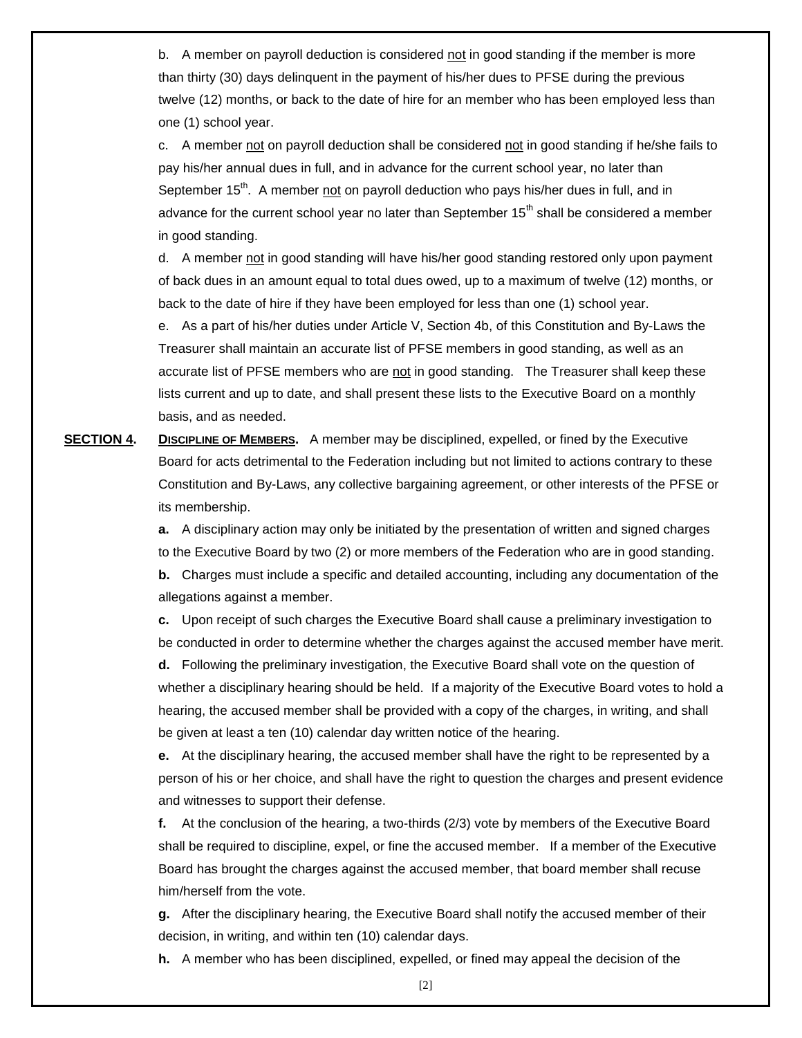b. A member on payroll deduction is considered not in good standing if the member is more than thirty (30) days delinquent in the payment of his/her dues to PFSE during the previous twelve (12) months, or back to the date of hire for an member who has been employed less than one (1) school year.

c. A member not on payroll deduction shall be considered not in good standing if he/she fails to pay his/her annual dues in full, and in advance for the current school year, no later than September 15th. A member not on payroll deduction who pays his/her dues in full, and in advance for the current school year no later than September 15th shall be considered a member in good standing.

d. A member not in good standing will have his/her good standing restored only upon payment of back dues in an amount equal to total dues owed, up to a maximum of twelve (12) months, or back to the date of hire if they have been employed for less than one (1) school year.

e. As a part of his/her duties under Article V, Section 4b, of this Constitution and By-Laws the Treasurer shall maintain an accurate list of PFSE members in good standing, as well as an accurate list of PFSE members who are not in good standing. The Treasurer shall keep these lists current and up to date, and shall present these lists to the Executive Board on a monthly basis, and as needed.

**SECTION 4.** **DISCIPLINE OF MEMBERS.** A member may be disciplined, expelled, or fined by the Executive Board for acts detrimental to the Federation including but not limited to actions contrary to these Constitution and By-Laws, any collective bargaining agreement, or other interests of the PFSE or its membership.

**a.** A disciplinary action may only be initiated by the presentation of written and signed charges to the Executive Board by two (2) or more members of the Federation who are in good standing.

**b.** Charges must include a specific and detailed accounting, including any documentation of the allegations against a member.

**c.** Upon receipt of such charges the Executive Board shall cause a preliminary investigation to be conducted in order to determine whether the charges against the accused member have merit.

**d.** Following the preliminary investigation, the Executive Board shall vote on the question of whether a disciplinary hearing should be held. If a majority of the Executive Board votes to hold a hearing, the accused member shall be provided with a copy of the charges, in writing, and shall be given at least a ten (10) calendar day written notice of the hearing.

**e.** At the disciplinary hearing, the accused member shall have the right to be represented by a person of his or her choice, and shall have the right to question the charges and present evidence and witnesses to support their defense.

**f.** At the conclusion of the hearing, a two-thirds (2/3) vote by members of the Executive Board shall be required to discipline, expel, or fine the accused member. If a member of the Executive Board has brought the charges against the accused member, that board member shall recuse him/herself from the vote.

**g.** After the disciplinary hearing, the Executive Board shall notify the accused member of their decision, in writing, and within ten (10) calendar days.

**h.** A member who has been disciplined, expelled, or fined may appeal the decision of the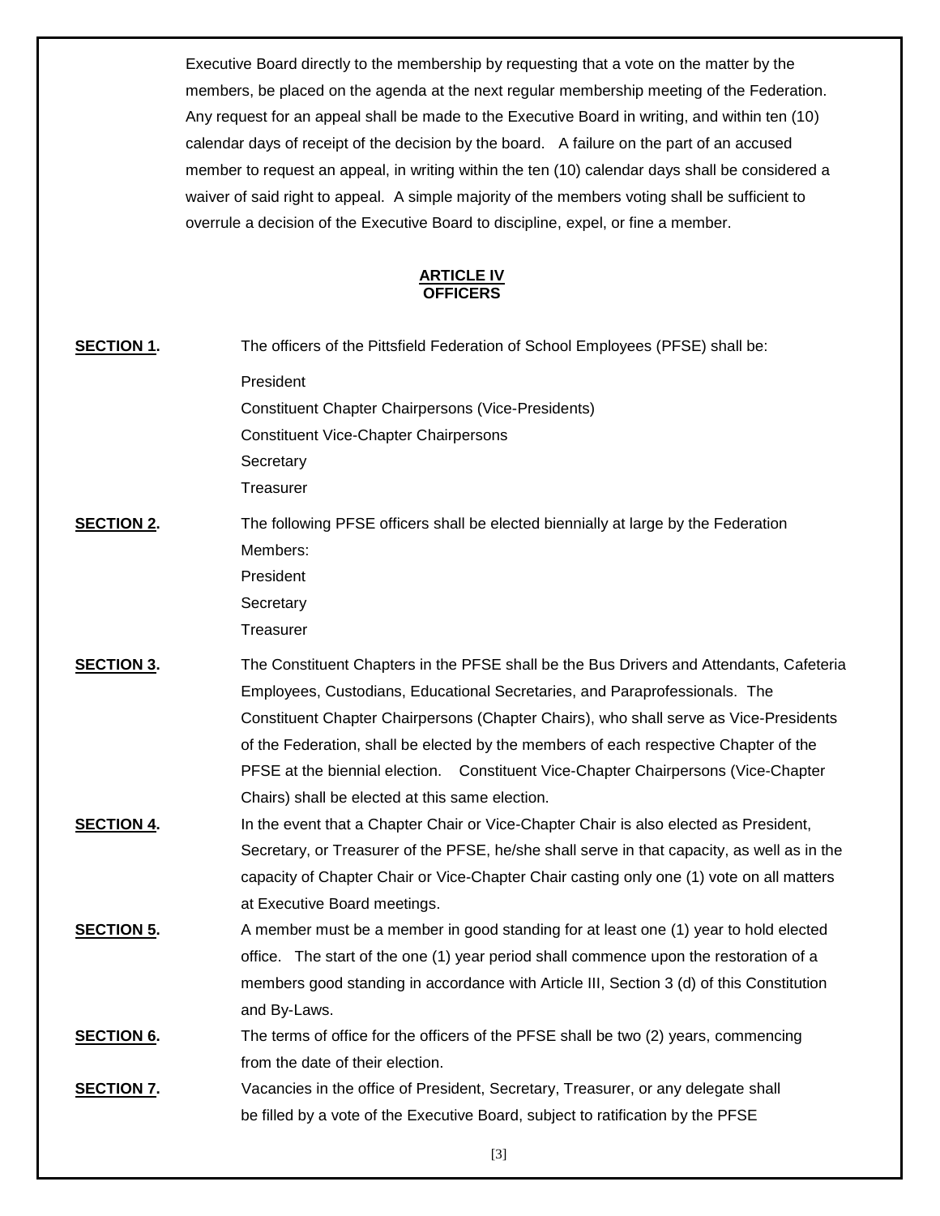Executive Board directly to the membership by requesting that a vote on the matter by the members, be placed on the agenda at the next regular membership meeting of the Federation. Any request for an appeal shall be made to the Executive Board in writing, and within ten (10) calendar days of receipt of the decision by the board. A failure on the part of an accused member to request an appeal, in writing within the ten (10) calendar days shall be considered a waiver of said right to appeal. A simple majority of the members voting shall be sufficient to overrule a decision of the Executive Board to discipline, expel, or fine a member.

## ARTICLE IV
## OFFICERS

**SECTION 1.** The officers of the Pittsfield Federation of School Employees (PFSE) shall be:

President
Constituent Chapter Chairpersons (Vice-Presidents)
Constituent Vice-Chapter Chairpersons
Secretary
Treasurer

**SECTION 2.** The following PFSE officers shall be elected biennially at large by the Federation Members:

President
Secretary
Treasurer

**SECTION 3.** The Constituent Chapters in the PFSE shall be the Bus Drivers and Attendants, Cafeteria Employees, Custodians, Educational Secretaries, and Paraprofessionals. The Constituent Chapter Chairpersons (Chapter Chairs), who shall serve as Vice-Presidents of the Federation, shall be elected by the members of each respective Chapter of the PFSE at the biennial election. Constituent Vice-Chapter Chairpersons (Vice-Chapter Chairs) shall be elected at this same election.

**SECTION 4.** In the event that a Chapter Chair or Vice-Chapter Chair is also elected as President, Secretary, or Treasurer of the PFSE, he/she shall serve in that capacity, as well as in the capacity of Chapter Chair or Vice-Chapter Chair casting only one (1) vote on all matters at Executive Board meetings.

**SECTION 5.** A member must be a member in good standing for at least one (1) year to hold elected office. The start of the one (1) year period shall commence upon the restoration of a members good standing in accordance with Article III, Section 3 (d) of this Constitution and By-Laws.

**SECTION 6.** The terms of office for the officers of the PFSE shall be two (2) years, commencing from the date of their election.

**SECTION 7.** Vacancies in the office of President, Secretary, Treasurer, or any delegate shall be filled by a vote of the Executive Board, subject to ratification by the PFSE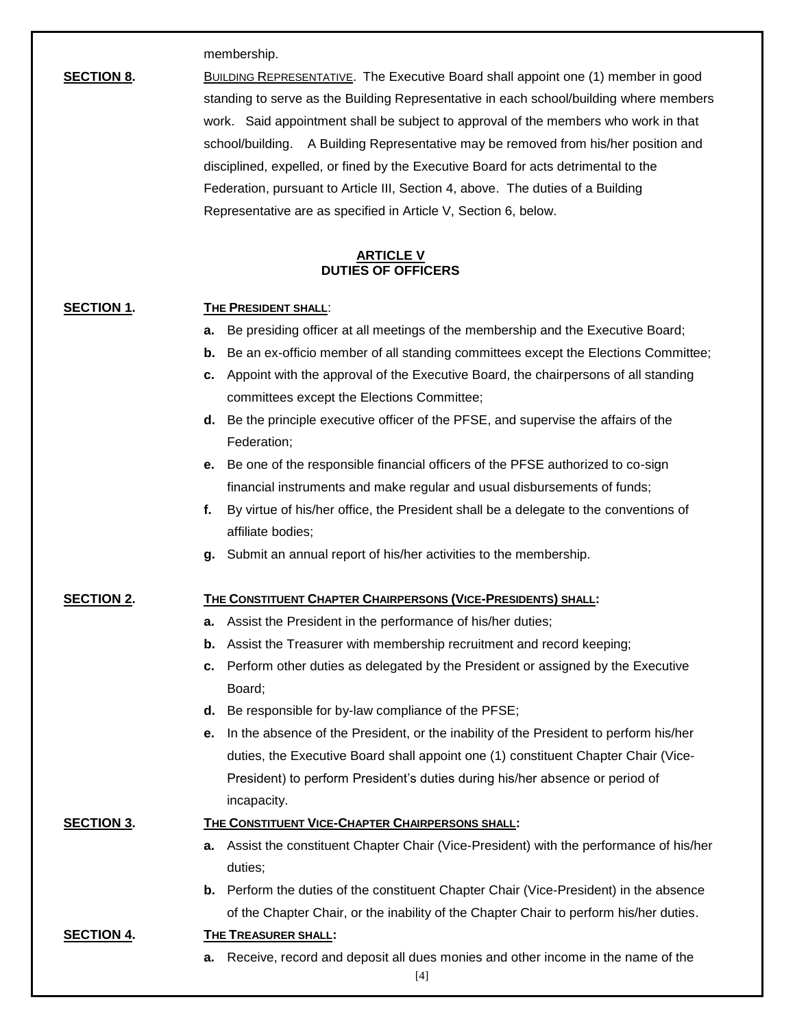membership.

**SECTION 8.** BUILDING REPRESENTATIVE. The Executive Board shall appoint one (1) member in good standing to serve as the Building Representative in each school/building where members work. Said appointment shall be subject to approval of the members who work in that school/building. A Building Representative may be removed from his/her position and disciplined, expelled, or fined by the Executive Board for acts detrimental to the Federation, pursuant to Article III, Section 4, above. The duties of a Building Representative are as specified in Article V, Section 6, below.

## ARTICLE V
## DUTIES OF OFFICERS

**SECTION 1.** **THE PRESIDENT SHALL**:

- **a.** Be presiding officer at all meetings of the membership and the Executive Board;
- **b.** Be an ex-officio member of all standing committees except the Elections Committee;
- **c.** Appoint with the approval of the Executive Board, the chairpersons of all standing committees except the Elections Committee;
- **d.** Be the principle executive officer of the PFSE, and supervise the affairs of the Federation;
- **e.** Be one of the responsible financial officers of the PFSE authorized to co-sign financial instruments and make regular and usual disbursements of funds;
- **f.** By virtue of his/her office, the President shall be a delegate to the conventions of affiliate bodies;
- **g.** Submit an annual report of his/her activities to the membership.

**SECTION 2.** **THE CONSTITUENT CHAPTER CHAIRPERSONS (VICE-PRESIDENTS) SHALL:**

- **a.** Assist the President in the performance of his/her duties;
- **b.** Assist the Treasurer with membership recruitment and record keeping;
- **c.** Perform other duties as delegated by the President or assigned by the Executive Board;
- **d.** Be responsible for by-law compliance of the PFSE;
- **e.** In the absence of the President, or the inability of the President to perform his/her duties, the Executive Board shall appoint one (1) constituent Chapter Chair (Vice-President) to perform President's duties during his/her absence or period of incapacity.

**SECTION 3.** **THE CONSTITUENT VICE-CHAPTER CHAIRPERSONS SHALL:**

- **a.** Assist the constituent Chapter Chair (Vice-President) with the performance of his/her duties;
- **b.** Perform the duties of the constituent Chapter Chair (Vice-President) in the absence of the Chapter Chair, or the inability of the Chapter Chair to perform his/her duties.

**SECTION 4.** **THE TREASURER SHALL:**

- **a.** Receive, record and deposit all dues monies and other income in the name of the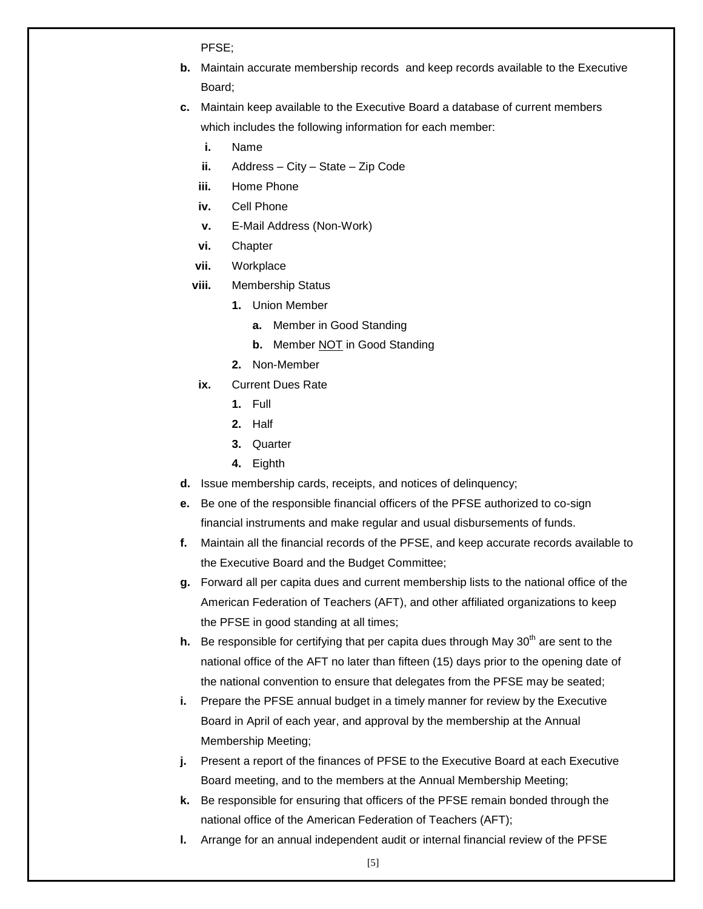PFSE;

- **b.** Maintain accurate membership records and keep records available to the Executive Board;
- **c.** Maintain keep available to the Executive Board a database of current members which includes the following information for each member:
    - **i.** Name
    - **ii.** Address – City – State – Zip Code
    - **iii.** Home Phone
    - **iv.** Cell Phone
    - **v.** E-Mail Address (Non-Work)
    - **vi.** Chapter
    - **vii.** Workplace
    - **viii.** Membership Status
        - **1.** Union Member
            - **a.** Member in Good Standing
            - **b.** Member <u>NOT</u> in Good Standing
        - **2.** Non-Member
    - **ix.** Current Dues Rate
        - **1.** Full
        - **2.** Half
        - **3.** Quarter
        - **4.** Eighth
- **d.** Issue membership cards, receipts, and notices of delinquency;
- **e.** Be one of the responsible financial officers of the PFSE authorized to co-sign financial instruments and make regular and usual disbursements of funds.
- **f.** Maintain all the financial records of the PFSE, and keep accurate records available to the Executive Board and the Budget Committee;
- **g.** Forward all per capita dues and current membership lists to the national office of the American Federation of Teachers (AFT), and other affiliated organizations to keep the PFSE in good standing at all times;
- **h.** Be responsible for certifying that per capita dues through May 30th are sent to the national office of the AFT no later than fifteen (15) days prior to the opening date of the national convention to ensure that delegates from the PFSE may be seated;
- **i.** Prepare the PFSE annual budget in a timely manner for review by the Executive Board in April of each year, and approval by the membership at the Annual Membership Meeting;
- **j.** Present a report of the finances of PFSE to the Executive Board at each Executive Board meeting, and to the members at the Annual Membership Meeting;
- **k.** Be responsible for ensuring that officers of the PFSE remain bonded through the national office of the American Federation of Teachers (AFT);
- **l.** Arrange for an annual independent audit or internal financial review of the PFSE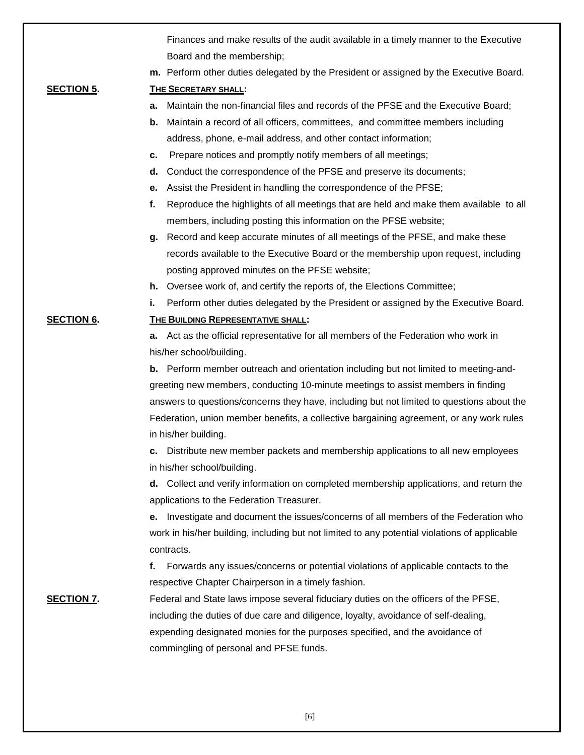Finances and make results of the audit available in a timely manner to the Executive Board and the membership;

**m.** Perform other duties delegated by the President or assigned by the Executive Board.

**SECTION 5.** **THE SECRETARY SHALL:**

**a.** Maintain the non-financial files and records of the PFSE and the Executive Board;

**b.** Maintain a record of all officers, committees, and committee members including address, phone, e-mail address, and other contact information;

**c.** Prepare notices and promptly notify members of all meetings;

**d.** Conduct the correspondence of the PFSE and preserve its documents;

**e.** Assist the President in handling the correspondence of the PFSE;

**f.** Reproduce the highlights of all meetings that are held and make them available to all members, including posting this information on the PFSE website;

**g.** Record and keep accurate minutes of all meetings of the PFSE, and make these records available to the Executive Board or the membership upon request, including posting approved minutes on the PFSE website;

**h.** Oversee work of, and certify the reports of, the Elections Committee;

**i.** Perform other duties delegated by the President or assigned by the Executive Board.

**SECTION 6.** **THE BUILDING REPRESENTATIVE SHALL:**

**a.** Act as the official representative for all members of the Federation who work in his/her school/building.

**b.** Perform member outreach and orientation including but not limited to meeting-and-greeting new members, conducting 10-minute meetings to assist members in finding answers to questions/concerns they have, including but not limited to questions about the Federation, union member benefits, a collective bargaining agreement, or any work rules in his/her building.

**c.** Distribute new member packets and membership applications to all new employees in his/her school/building.

**d.** Collect and verify information on completed membership applications, and return the applications to the Federation Treasurer.

**e.** Investigate and document the issues/concerns of all members of the Federation who work in his/her building, including but not limited to any potential violations of applicable contracts.

**f.** Forwards any issues/concerns or potential violations of applicable contacts to the respective Chapter Chairperson in a timely fashion.

**SECTION 7.** Federal and State laws impose several fiduciary duties on the officers of the PFSE, including the duties of due care and diligence, loyalty, avoidance of self-dealing, expending designated monies for the purposes specified, and the avoidance of commingling of personal and PFSE funds.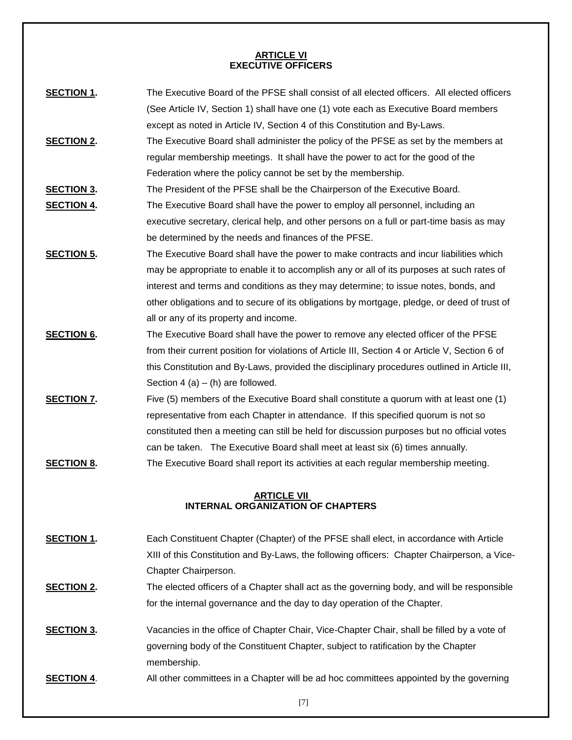## ARTICLE VI
## EXECUTIVE OFFICERS

**SECTION 1.** The Executive Board of the PFSE shall consist of all elected officers. All elected officers (See Article IV, Section 1) shall have one (1) vote each as Executive Board members except as noted in Article IV, Section 4 of this Constitution and By-Laws.

**SECTION 2.** The Executive Board shall administer the policy of the PFSE as set by the members at regular membership meetings. It shall have the power to act for the good of the Federation where the policy cannot be set by the membership.

**SECTION 3.** The President of the PFSE shall be the Chairperson of the Executive Board.

**SECTION 4.** The Executive Board shall have the power to employ all personnel, including an executive secretary, clerical help, and other persons on a full or part-time basis as may be determined by the needs and finances of the PFSE.

**SECTION 5.** The Executive Board shall have the power to make contracts and incur liabilities which may be appropriate to enable it to accomplish any or all of its purposes at such rates of interest and terms and conditions as they may determine; to issue notes, bonds, and other obligations and to secure of its obligations by mortgage, pledge, or deed of trust of all or any of its property and income.

**SECTION 6.** The Executive Board shall have the power to remove any elected officer of the PFSE from their current position for violations of Article III, Section 4 or Article V, Section 6 of this Constitution and By-Laws, provided the disciplinary procedures outlined in Article III, Section 4 (a) – (h) are followed.

**SECTION 7.** Five (5) members of the Executive Board shall constitute a quorum with at least one (1) representative from each Chapter in attendance. If this specified quorum is not so constituted then a meeting can still be held for discussion purposes but no official votes can be taken. The Executive Board shall meet at least six (6) times annually.

**SECTION 8.** The Executive Board shall report its activities at each regular membership meeting.

## ARTICLE VII
## INTERNAL ORGANIZATION OF CHAPTERS

**SECTION 1.** Each Constituent Chapter (Chapter) of the PFSE shall elect, in accordance with Article XIII of this Constitution and By-Laws, the following officers: Chapter Chairperson, a Vice-Chapter Chairperson.

**SECTION 2.** The elected officers of a Chapter shall act as the governing body, and will be responsible for the internal governance and the day to day operation of the Chapter.

**SECTION 3.** Vacancies in the office of Chapter Chair, Vice-Chapter Chair, shall be filled by a vote of governing body of the Constituent Chapter, subject to ratification by the Chapter membership.

**SECTION 4**. All other committees in a Chapter will be ad hoc committees appointed by the governing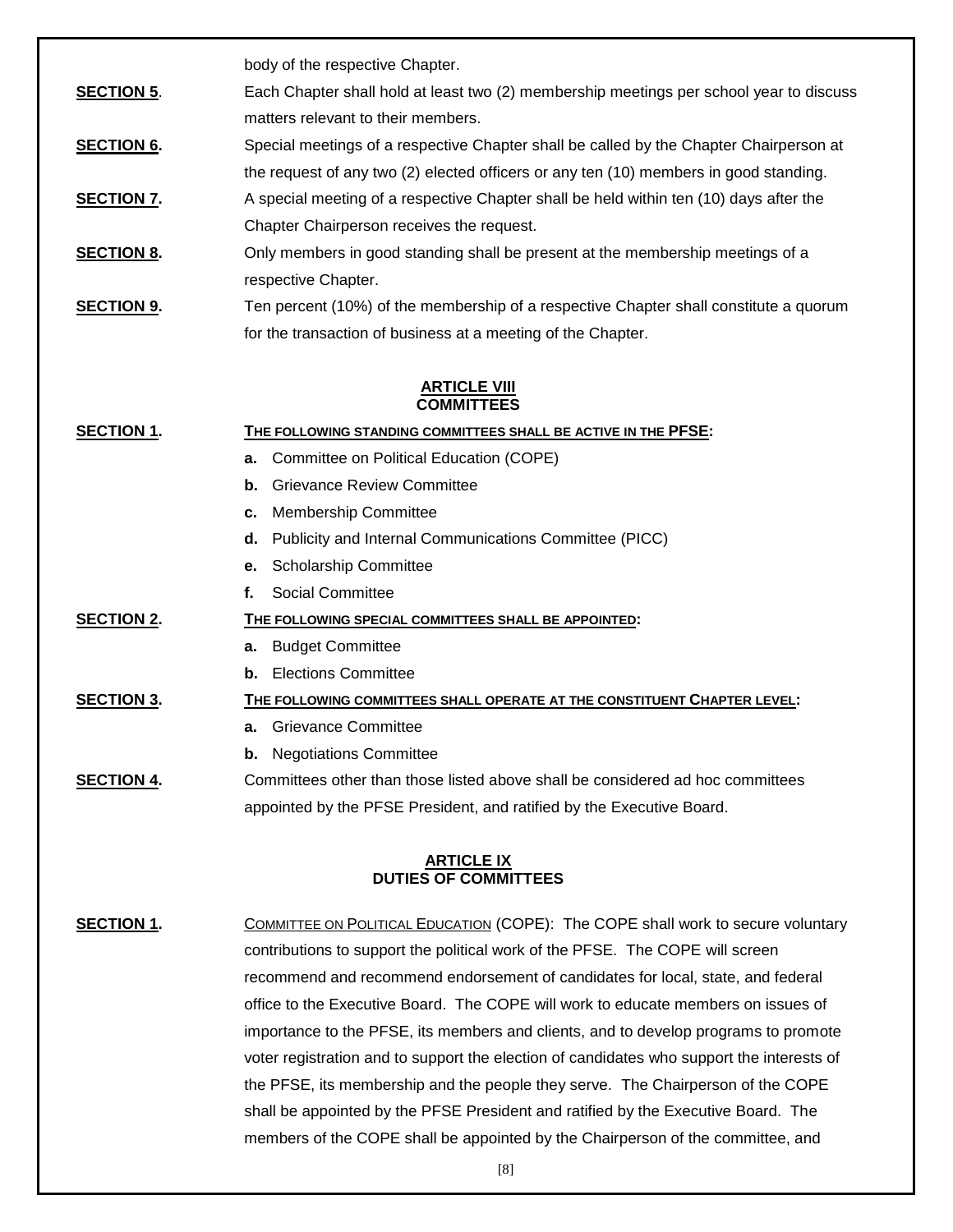body of the respective Chapter.

**SECTION 5**. Each Chapter shall hold at least two (2) membership meetings per school year to discuss matters relevant to their members.

**SECTION 6.** Special meetings of a respective Chapter shall be called by the Chapter Chairperson at the request of any two (2) elected officers or any ten (10) members in good standing.

**SECTION 7.** A special meeting of a respective Chapter shall be held within ten (10) days after the Chapter Chairperson receives the request.

**SECTION 8.** Only members in good standing shall be present at the membership meetings of a respective Chapter.

**SECTION 9.** Ten percent (10%) of the membership of a respective Chapter shall constitute a quorum for the transaction of business at a meeting of the Chapter.

## ARTICLE VIII
## COMMITTEES

**SECTION 1.** **THE FOLLOWING STANDING COMMITTEES SHALL BE ACTIVE IN THE PFSE:**

- **a.** Committee on Political Education (COPE)
- **b.** Grievance Review Committee
- **c.** Membership Committee
- **d.** Publicity and Internal Communications Committee (PICC)
- **e.** Scholarship Committee
- **f.** Social Committee

**SECTION 2.** **THE FOLLOWING SPECIAL COMMITTEES SHALL BE APPOINTED:**

- **a.** Budget Committee
- **b.** Elections Committee

**SECTION 3.** **THE FOLLOWING COMMITTEES SHALL OPERATE AT THE CONSTITUENT CHAPTER LEVEL:**

- **a.** Grievance Committee
- **b.** Negotiations Committee

**SECTION 4.** Committees other than those listed above shall be considered ad hoc committees appointed by the PFSE President, and ratified by the Executive Board.

## ARTICLE IX
## DUTIES OF COMMITTEES

**SECTION 1.** COMMITTEE ON POLITICAL EDUCATION (COPE): The COPE shall work to secure voluntary contributions to support the political work of the PFSE. The COPE will screen recommend and recommend endorsement of candidates for local, state, and federal office to the Executive Board. The COPE will work to educate members on issues of importance to the PFSE, its members and clients, and to develop programs to promote voter registration and to support the election of candidates who support the interests of the PFSE, its membership and the people they serve. The Chairperson of the COPE shall be appointed by the PFSE President and ratified by the Executive Board. The members of the COPE shall be appointed by the Chairperson of the committee, and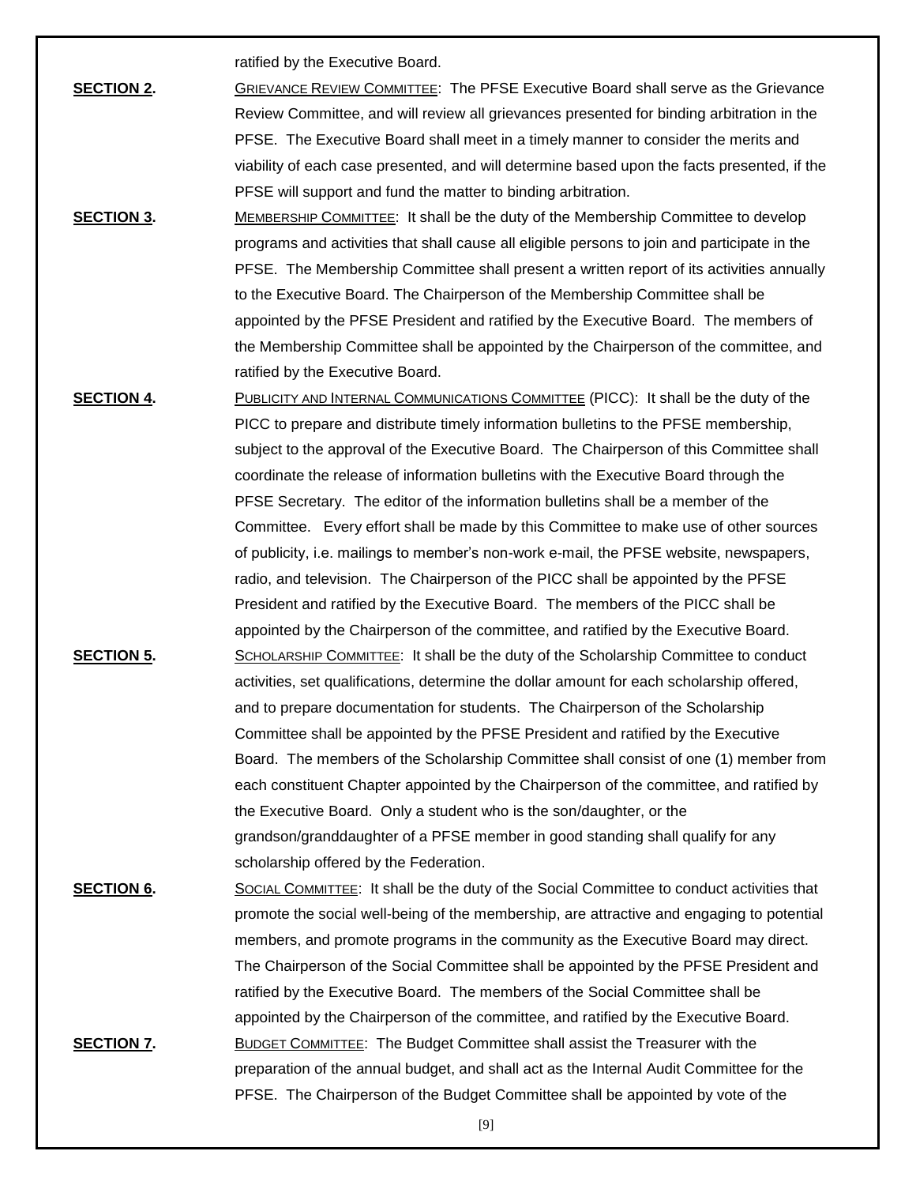ratified by the Executive Board.

**SECTION 2.** GRIEVANCE REVIEW COMMITTEE: The PFSE Executive Board shall serve as the Grievance Review Committee, and will review all grievances presented for binding arbitration in the PFSE. The Executive Board shall meet in a timely manner to consider the merits and viability of each case presented, and will determine based upon the facts presented, if the PFSE will support and fund the matter to binding arbitration.

**SECTION 3.** MEMBERSHIP COMMITTEE: It shall be the duty of the Membership Committee to develop programs and activities that shall cause all eligible persons to join and participate in the PFSE. The Membership Committee shall present a written report of its activities annually to the Executive Board. The Chairperson of the Membership Committee shall be appointed by the PFSE President and ratified by the Executive Board. The members of the Membership Committee shall be appointed by the Chairperson of the committee, and ratified by the Executive Board.

**SECTION 4.** PUBLICITY AND INTERNAL COMMUNICATIONS COMMITTEE (PICC): It shall be the duty of the PICC to prepare and distribute timely information bulletins to the PFSE membership, subject to the approval of the Executive Board. The Chairperson of this Committee shall coordinate the release of information bulletins with the Executive Board through the PFSE Secretary. The editor of the information bulletins shall be a member of the Committee. Every effort shall be made by this Committee to make use of other sources of publicity, i.e. mailings to member's non-work e-mail, the PFSE website, newspapers, radio, and television. The Chairperson of the PICC shall be appointed by the PFSE President and ratified by the Executive Board. The members of the PICC shall be appointed by the Chairperson of the committee, and ratified by the Executive Board.

**SECTION 5.** SCHOLARSHIP COMMITTEE: It shall be the duty of the Scholarship Committee to conduct activities, set qualifications, determine the dollar amount for each scholarship offered, and to prepare documentation for students. The Chairperson of the Scholarship Committee shall be appointed by the PFSE President and ratified by the Executive Board. The members of the Scholarship Committee shall consist of one (1) member from each constituent Chapter appointed by the Chairperson of the committee, and ratified by the Executive Board. Only a student who is the son/daughter, or the grandson/granddaughter of a PFSE member in good standing shall qualify for any scholarship offered by the Federation.

**SECTION 6.** SOCIAL COMMITTEE: It shall be the duty of the Social Committee to conduct activities that promote the social well-being of the membership, are attractive and engaging to potential members, and promote programs in the community as the Executive Board may direct. The Chairperson of the Social Committee shall be appointed by the PFSE President and ratified by the Executive Board. The members of the Social Committee shall be appointed by the Chairperson of the committee, and ratified by the Executive Board.

**SECTION 7.** BUDGET COMMITTEE: The Budget Committee shall assist the Treasurer with the preparation of the annual budget, and shall act as the Internal Audit Committee for the PFSE. The Chairperson of the Budget Committee shall be appointed by vote of the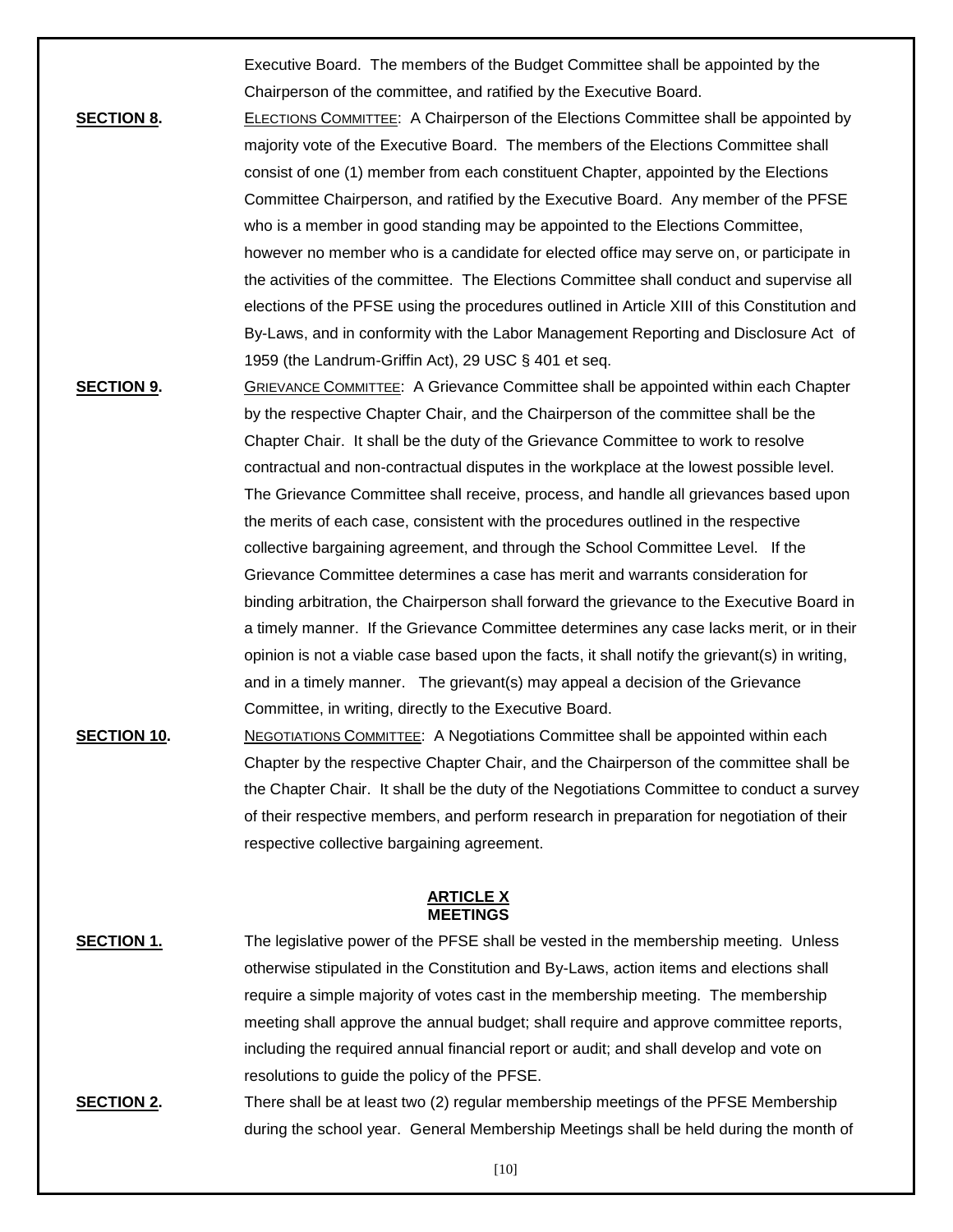Executive Board. The members of the Budget Committee shall be appointed by the Chairperson of the committee, and ratified by the Executive Board.

**SECTION 8.** ELECTIONS COMMITTEE: A Chairperson of the Elections Committee shall be appointed by majority vote of the Executive Board. The members of the Elections Committee shall consist of one (1) member from each constituent Chapter, appointed by the Elections Committee Chairperson, and ratified by the Executive Board. Any member of the PFSE who is a member in good standing may be appointed to the Elections Committee, however no member who is a candidate for elected office may serve on, or participate in the activities of the committee. The Elections Committee shall conduct and supervise all elections of the PFSE using the procedures outlined in Article XIII of this Constitution and By-Laws, and in conformity with the Labor Management Reporting and Disclosure Act of 1959 (the Landrum-Griffin Act), 29 USC § 401 et seq.

**SECTION 9.** GRIEVANCE COMMITTEE: A Grievance Committee shall be appointed within each Chapter by the respective Chapter Chair, and the Chairperson of the committee shall be the Chapter Chair. It shall be the duty of the Grievance Committee to work to resolve contractual and non-contractual disputes in the workplace at the lowest possible level. The Grievance Committee shall receive, process, and handle all grievances based upon the merits of each case, consistent with the procedures outlined in the respective collective bargaining agreement, and through the School Committee Level. If the Grievance Committee determines a case has merit and warrants consideration for binding arbitration, the Chairperson shall forward the grievance to the Executive Board in a timely manner. If the Grievance Committee determines any case lacks merit, or in their opinion is not a viable case based upon the facts, it shall notify the grievant(s) in writing, and in a timely manner. The grievant(s) may appeal a decision of the Grievance Committee, in writing, directly to the Executive Board.

**SECTION 10.** NEGOTIATIONS COMMITTEE: A Negotiations Committee shall be appointed within each Chapter by the respective Chapter Chair, and the Chairperson of the committee shall be the Chapter Chair. It shall be the duty of the Negotiations Committee to conduct a survey of their respective members, and perform research in preparation for negotiation of their respective collective bargaining agreement.

## ARTICLE X
## MEETINGS

**SECTION 1.** The legislative power of the PFSE shall be vested in the membership meeting. Unless otherwise stipulated in the Constitution and By-Laws, action items and elections shall require a simple majority of votes cast in the membership meeting. The membership meeting shall approve the annual budget; shall require and approve committee reports, including the required annual financial report or audit; and shall develop and vote on resolutions to guide the policy of the PFSE.

**SECTION 2.** There shall be at least two (2) regular membership meetings of the PFSE Membership during the school year. General Membership Meetings shall be held during the month of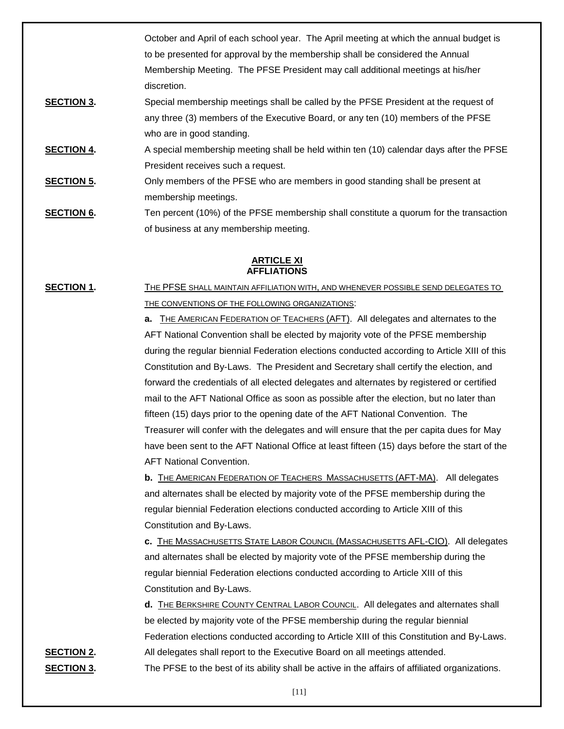October and April of each school year. The April meeting at which the annual budget is to be presented for approval by the membership shall be considered the Annual Membership Meeting. The PFSE President may call additional meetings at his/her discretion.

**SECTION 3.** Special membership meetings shall be called by the PFSE President at the request of any three (3) members of the Executive Board, or any ten (10) members of the PFSE who are in good standing.

**SECTION 4.** A special membership meeting shall be held within ten (10) calendar days after the PFSE President receives such a request.

**SECTION 5.** Only members of the PFSE who are members in good standing shall be present at membership meetings.

**SECTION 6.** Ten percent (10%) of the PFSE membership shall constitute a quorum for the transaction of business at any membership meeting.

## ARTICLE XI
## AFFLIATIONS

**SECTION 1.** THE PFSE SHALL MAINTAIN AFFILIATION WITH, AND WHENEVER POSSIBLE SEND DELEGATES TO THE CONVENTIONS OF THE FOLLOWING ORGANIZATIONS:

**a.** THE AMERICAN FEDERATION OF TEACHERS (AFT). All delegates and alternates to the AFT National Convention shall be elected by majority vote of the PFSE membership during the regular biennial Federation elections conducted according to Article XIII of this Constitution and By-Laws. The President and Secretary shall certify the election, and forward the credentials of all elected delegates and alternates by registered or certified mail to the AFT National Office as soon as possible after the election, but no later than fifteen (15) days prior to the opening date of the AFT National Convention. The Treasurer will confer with the delegates and will ensure that the per capita dues for May have been sent to the AFT National Office at least fifteen (15) days before the start of the AFT National Convention.

**b.** THE AMERICAN FEDERATION OF TEACHERS MASSACHUSETTS (AFT-MA). All delegates and alternates shall be elected by majority vote of the PFSE membership during the regular biennial Federation elections conducted according to Article XIII of this Constitution and By-Laws.

**c.** THE MASSACHUSETTS STATE LABOR COUNCIL (MASSACHUSETTS AFL-CIO). All delegates and alternates shall be elected by majority vote of the PFSE membership during the regular biennial Federation elections conducted according to Article XIII of this Constitution and By-Laws.

**d.** THE BERKSHIRE COUNTY CENTRAL LABOR COUNCIL. All delegates and alternates shall be elected by majority vote of the PFSE membership during the regular biennial Federation elections conducted according to Article XIII of this Constitution and By-Laws.

**SECTION 2.** All delegates shall report to the Executive Board on all meetings attended.

**SECTION 3.** The PFSE to the best of its ability shall be active in the affairs of affiliated organizations.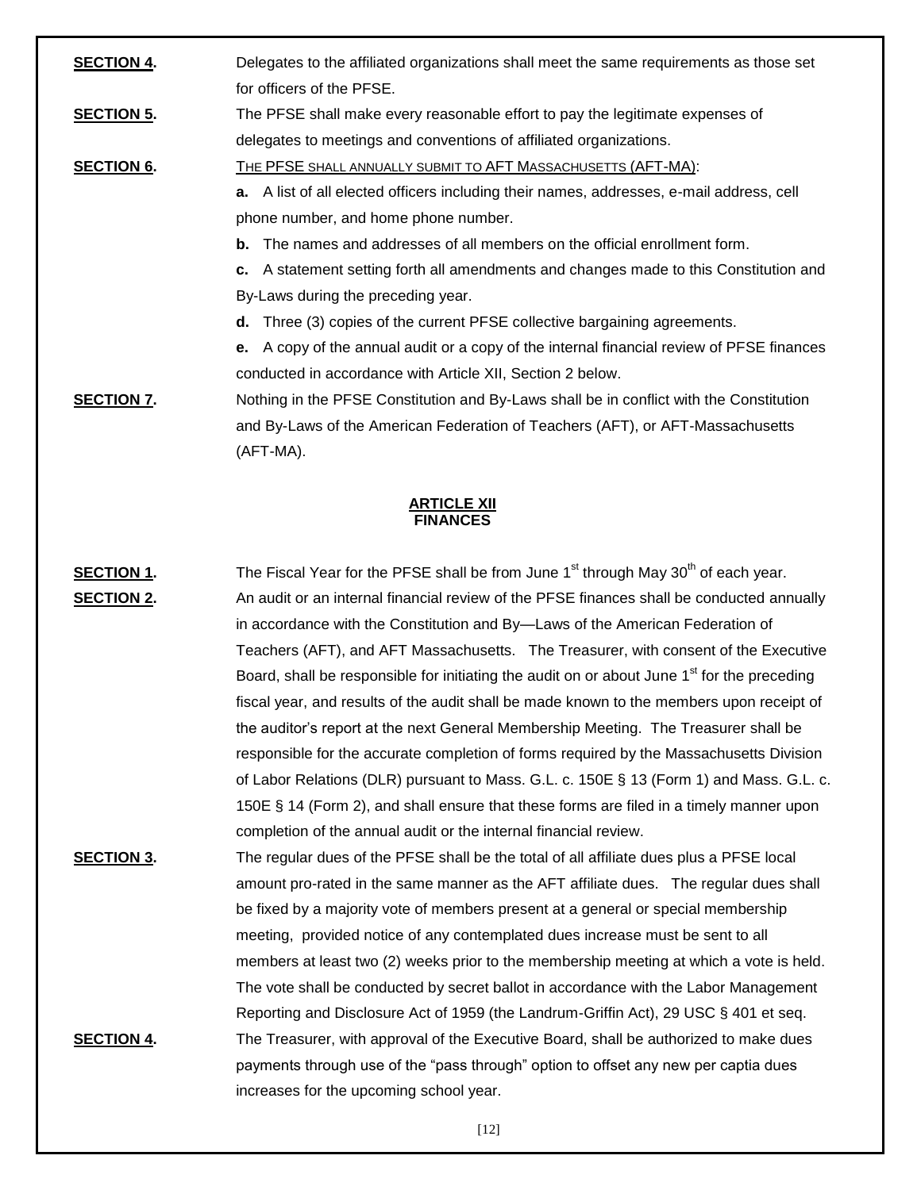**SECTION 4.** Delegates to the affiliated organizations shall meet the same requirements as those set for officers of the PFSE.

**SECTION 5.** The PFSE shall make every reasonable effort to pay the legitimate expenses of delegates to meetings and conventions of affiliated organizations.

**SECTION 6.** THE PFSE SHALL ANNUALLY SUBMIT TO AFT MASSACHUSETTS (AFT-MA):

**a.** A list of all elected officers including their names, addresses, e-mail address, cell phone number, and home phone number.

**b.** The names and addresses of all members on the official enrollment form.

**c.** A statement setting forth all amendments and changes made to this Constitution and By-Laws during the preceding year.

**d.** Three (3) copies of the current PFSE collective bargaining agreements.

**e.** A copy of the annual audit or a copy of the internal financial review of PFSE finances conducted in accordance with Article XII, Section 2 below.

**SECTION 7.** Nothing in the PFSE Constitution and By-Laws shall be in conflict with the Constitution and By-Laws of the American Federation of Teachers (AFT), or AFT-Massachusetts (AFT-MA).

## ARTICLE XII
## FINANCES

**SECTION 1.** The Fiscal Year for the PFSE shall be from June 1st through May 30th of each year.

**SECTION 2.** An audit or an internal financial review of the PFSE finances shall be conducted annually in accordance with the Constitution and By—Laws of the American Federation of Teachers (AFT), and AFT Massachusetts. The Treasurer, with consent of the Executive Board, shall be responsible for initiating the audit on or about June 1st for the preceding fiscal year, and results of the audit shall be made known to the members upon receipt of the auditor's report at the next General Membership Meeting. The Treasurer shall be responsible for the accurate completion of forms required by the Massachusetts Division of Labor Relations (DLR) pursuant to Mass. G.L. c. 150E § 13 (Form 1) and Mass. G.L. c. 150E § 14 (Form 2), and shall ensure that these forms are filed in a timely manner upon completion of the annual audit or the internal financial review.

**SECTION 3.** The regular dues of the PFSE shall be the total of all affiliate dues plus a PFSE local amount pro-rated in the same manner as the AFT affiliate dues. The regular dues shall be fixed by a majority vote of members present at a general or special membership meeting, provided notice of any contemplated dues increase must be sent to all members at least two (2) weeks prior to the membership meeting at which a vote is held. The vote shall be conducted by secret ballot in accordance with the Labor Management Reporting and Disclosure Act of 1959 (the Landrum-Griffin Act), 29 USC § 401 et seq.

**SECTION 4.** The Treasurer, with approval of the Executive Board, shall be authorized to make dues payments through use of the "pass through" option to offset any new per captia dues increases for the upcoming school year.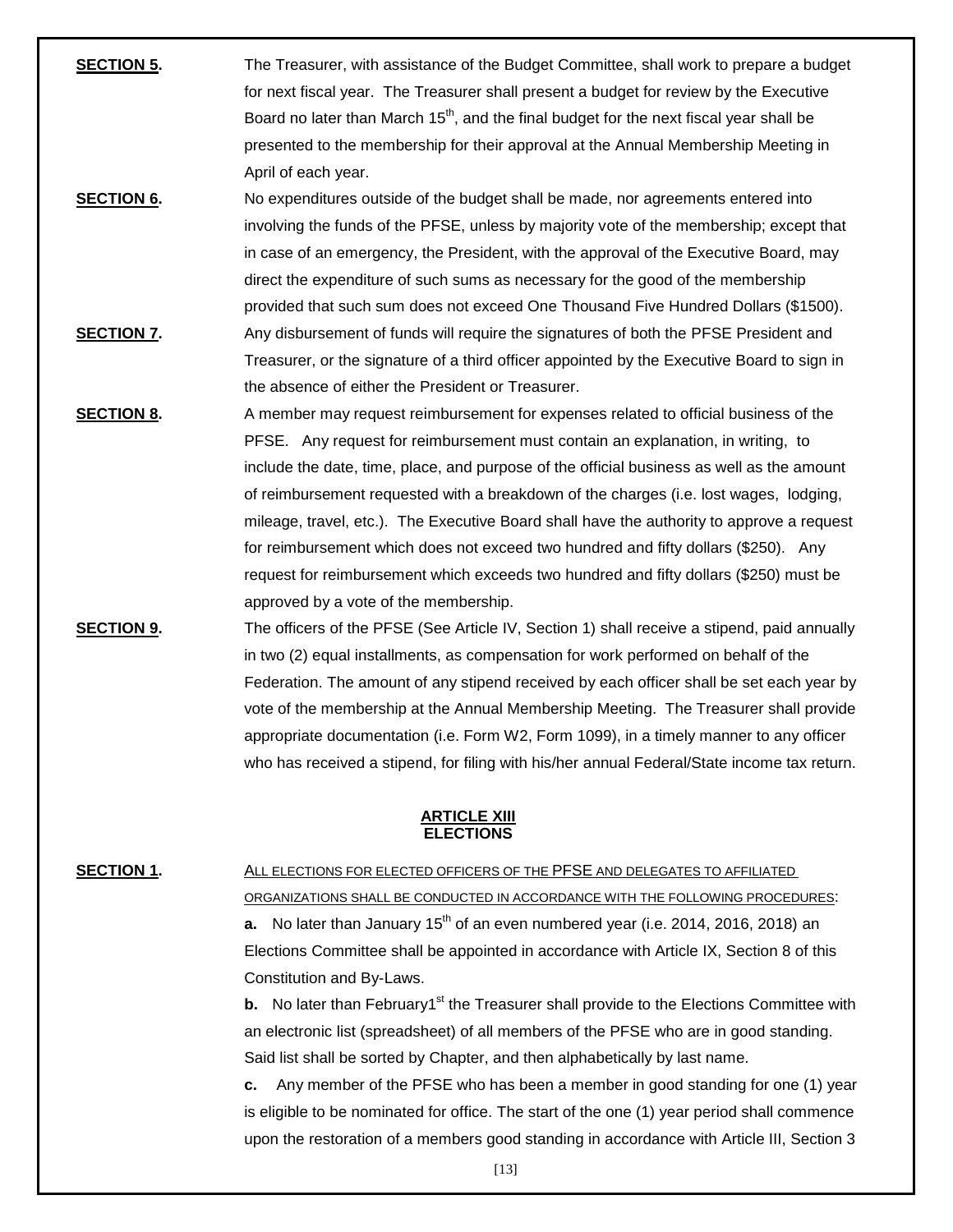**SECTION 5.** The Treasurer, with assistance of the Budget Committee, shall work to prepare a budget for next fiscal year. The Treasurer shall present a budget for review by the Executive Board no later than March 15th, and the final budget for the next fiscal year shall be presented to the membership for their approval at the Annual Membership Meeting in April of each year.

**SECTION 6.** No expenditures outside of the budget shall be made, nor agreements entered into involving the funds of the PFSE, unless by majority vote of the membership; except that in case of an emergency, the President, with the approval of the Executive Board, may direct the expenditure of such sums as necessary for the good of the membership provided that such sum does not exceed One Thousand Five Hundred Dollars ($1500).

**SECTION 7.** Any disbursement of funds will require the signatures of both the PFSE President and Treasurer, or the signature of a third officer appointed by the Executive Board to sign in the absence of either the President or Treasurer.

**SECTION 8.** A member may request reimbursement for expenses related to official business of the PFSE. Any request for reimbursement must contain an explanation, in writing, to include the date, time, place, and purpose of the official business as well as the amount of reimbursement requested with a breakdown of the charges (i.e. lost wages, lodging, mileage, travel, etc.). The Executive Board shall have the authority to approve a request for reimbursement which does not exceed two hundred and fifty dollars ($250). Any request for reimbursement which exceeds two hundred and fifty dollars ($250) must be approved by a vote of the membership.

**SECTION 9.** The officers of the PFSE (See Article IV, Section 1) shall receive a stipend, paid annually in two (2) equal installments, as compensation for work performed on behalf of the Federation. The amount of any stipend received by each officer shall be set each year by vote of the membership at the Annual Membership Meeting. The Treasurer shall provide appropriate documentation (i.e. Form W2, Form 1099), in a timely manner to any officer who has received a stipend, for filing with his/her annual Federal/State income tax return.

## ARTICLE XIII
## ELECTIONS

**SECTION 1.** ALL ELECTIONS FOR ELECTED OFFICERS OF THE PFSE AND DELEGATES TO AFFILIATED ORGANIZATIONS SHALL BE CONDUCTED IN ACCORDANCE WITH THE FOLLOWING PROCEDURES:

**a.** No later than January 15th of an even numbered year (i.e. 2014, 2016, 2018) an Elections Committee shall be appointed in accordance with Article IX, Section 8 of this Constitution and By-Laws.

**b.** No later than February1st the Treasurer shall provide to the Elections Committee with an electronic list (spreadsheet) of all members of the PFSE who are in good standing. Said list shall be sorted by Chapter, and then alphabetically by last name.

**c.** Any member of the PFSE who has been a member in good standing for one (1) year is eligible to be nominated for office. The start of the one (1) year period shall commence upon the restoration of a members good standing in accordance with Article III, Section 3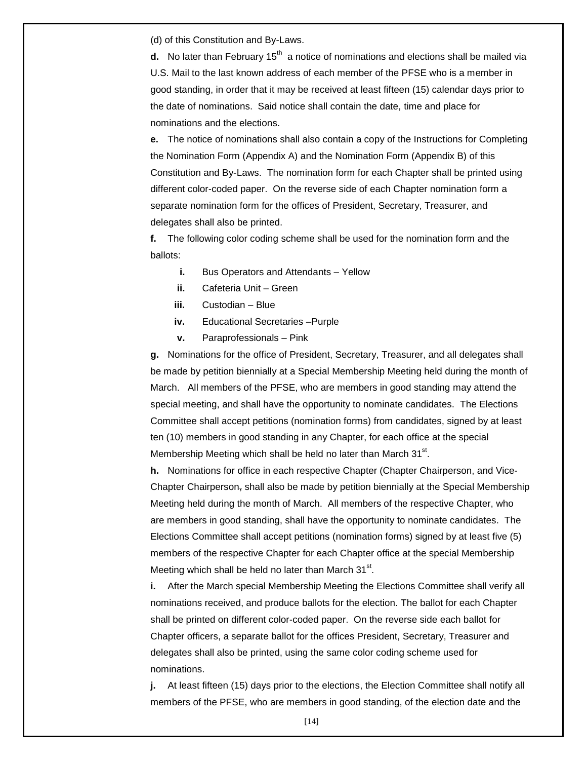(d) of this Constitution and By-Laws.

**d.** No later than February 15th a notice of nominations and elections shall be mailed via U.S. Mail to the last known address of each member of the PFSE who is a member in good standing, in order that it may be received at least fifteen (15) calendar days prior to the date of nominations. Said notice shall contain the date, time and place for nominations and the elections.

**e.** The notice of nominations shall also contain a copy of the Instructions for Completing the Nomination Form (Appendix A) and the Nomination Form (Appendix B) of this Constitution and By-Laws. The nomination form for each Chapter shall be printed using different color-coded paper. On the reverse side of each Chapter nomination form a separate nomination form for the offices of President, Secretary, Treasurer, and delegates shall also be printed.

**f.** The following color coding scheme shall be used for the nomination form and the ballots:

- **i.** Bus Operators and Attendants – Yellow
- **ii.** Cafeteria Unit – Green
- **iii.** Custodian – Blue
- **iv.** Educational Secretaries –Purple
- **v.** Paraprofessionals – Pink

**g.** Nominations for the office of President, Secretary, Treasurer, and all delegates shall be made by petition biennially at a Special Membership Meeting held during the month of March. All members of the PFSE, who are members in good standing may attend the special meeting, and shall have the opportunity to nominate candidates. The Elections Committee shall accept petitions (nomination forms) from candidates, signed by at least ten (10) members in good standing in any Chapter, for each office at the special Membership Meeting which shall be held no later than March 31st.

**h.** Nominations for office in each respective Chapter (Chapter Chairperson, and Vice-Chapter Chairperson~~,~~ shall also be made by petition biennially at the Special Membership Meeting held during the month of March. All members of the respective Chapter, who are members in good standing, shall have the opportunity to nominate candidates. The Elections Committee shall accept petitions (nomination forms) signed by at least five (5) members of the respective Chapter for each Chapter office at the special Membership Meeting which shall be held no later than March 31st.

**i.** After the March special Membership Meeting the Elections Committee shall verify all nominations received, and produce ballots for the election. The ballot for each Chapter shall be printed on different color-coded paper. On the reverse side each ballot for Chapter officers, a separate ballot for the offices President, Secretary, Treasurer and delegates shall also be printed, using the same color coding scheme used for nominations.

**j.** At least fifteen (15) days prior to the elections, the Election Committee shall notify all members of the PFSE, who are members in good standing, of the election date and the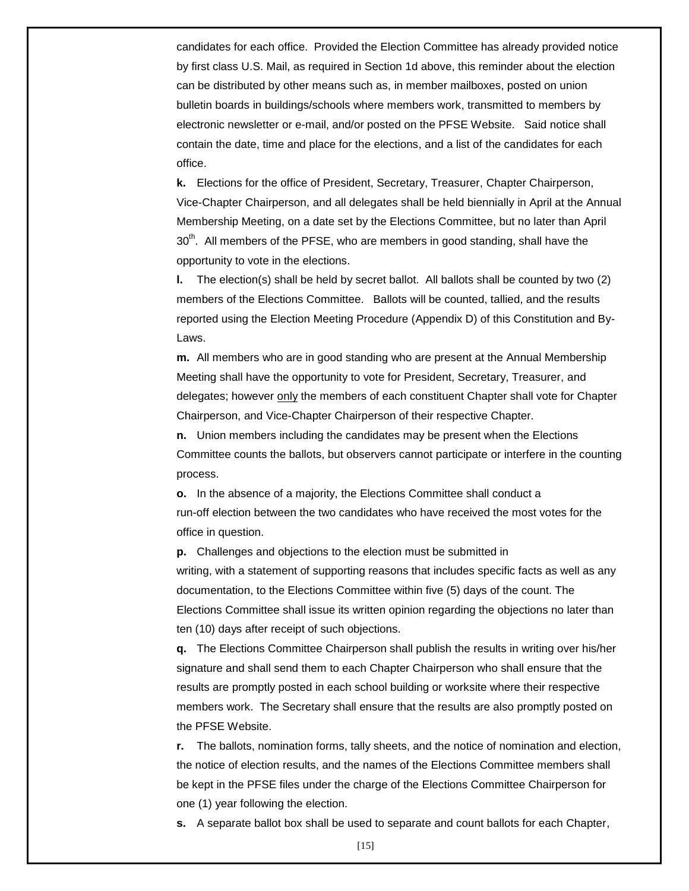candidates for each office. Provided the Election Committee has already provided notice by first class U.S. Mail, as required in Section 1d above, this reminder about the election can be distributed by other means such as, in member mailboxes, posted on union bulletin boards in buildings/schools where members work, transmitted to members by electronic newsletter or e-mail, and/or posted on the PFSE Website. Said notice shall contain the date, time and place for the elections, and a list of the candidates for each office.

**k.** Elections for the office of President, Secretary, Treasurer, Chapter Chairperson, Vice-Chapter Chairperson, and all delegates shall be held biennially in April at the Annual Membership Meeting, on a date set by the Elections Committee, but no later than April 30th. All members of the PFSE, who are members in good standing, shall have the opportunity to vote in the elections.

**l.** The election(s) shall be held by secret ballot. All ballots shall be counted by two (2) members of the Elections Committee. Ballots will be counted, tallied, and the results reported using the Election Meeting Procedure (Appendix D) of this Constitution and By-Laws.

**m.** All members who are in good standing who are present at the Annual Membership Meeting shall have the opportunity to vote for President, Secretary, Treasurer, and delegates; however <u>only</u> the members of each constituent Chapter shall vote for Chapter Chairperson, and Vice-Chapter Chairperson of their respective Chapter.

**n.** Union members including the candidates may be present when the Elections Committee counts the ballots, but observers cannot participate or interfere in the counting process.

**o.** In the absence of a majority, the Elections Committee shall conduct a run-off election between the two candidates who have received the most votes for the office in question.

**p.** Challenges and objections to the election must be submitted in writing, with a statement of supporting reasons that includes specific facts as well as any documentation, to the Elections Committee within five (5) days of the count. The Elections Committee shall issue its written opinion regarding the objections no later than ten (10) days after receipt of such objections.

**q.** The Elections Committee Chairperson shall publish the results in writing over his/her signature and shall send them to each Chapter Chairperson who shall ensure that the results are promptly posted in each school building or worksite where their respective members work. The Secretary shall ensure that the results are also promptly posted on the PFSE Website.

**r.** The ballots, nomination forms, tally sheets, and the notice of nomination and election, the notice of election results, and the names of the Elections Committee members shall be kept in the PFSE files under the charge of the Elections Committee Chairperson for one (1) year following the election.

**s.** A separate ballot box shall be used to separate and count ballots for each Chapter,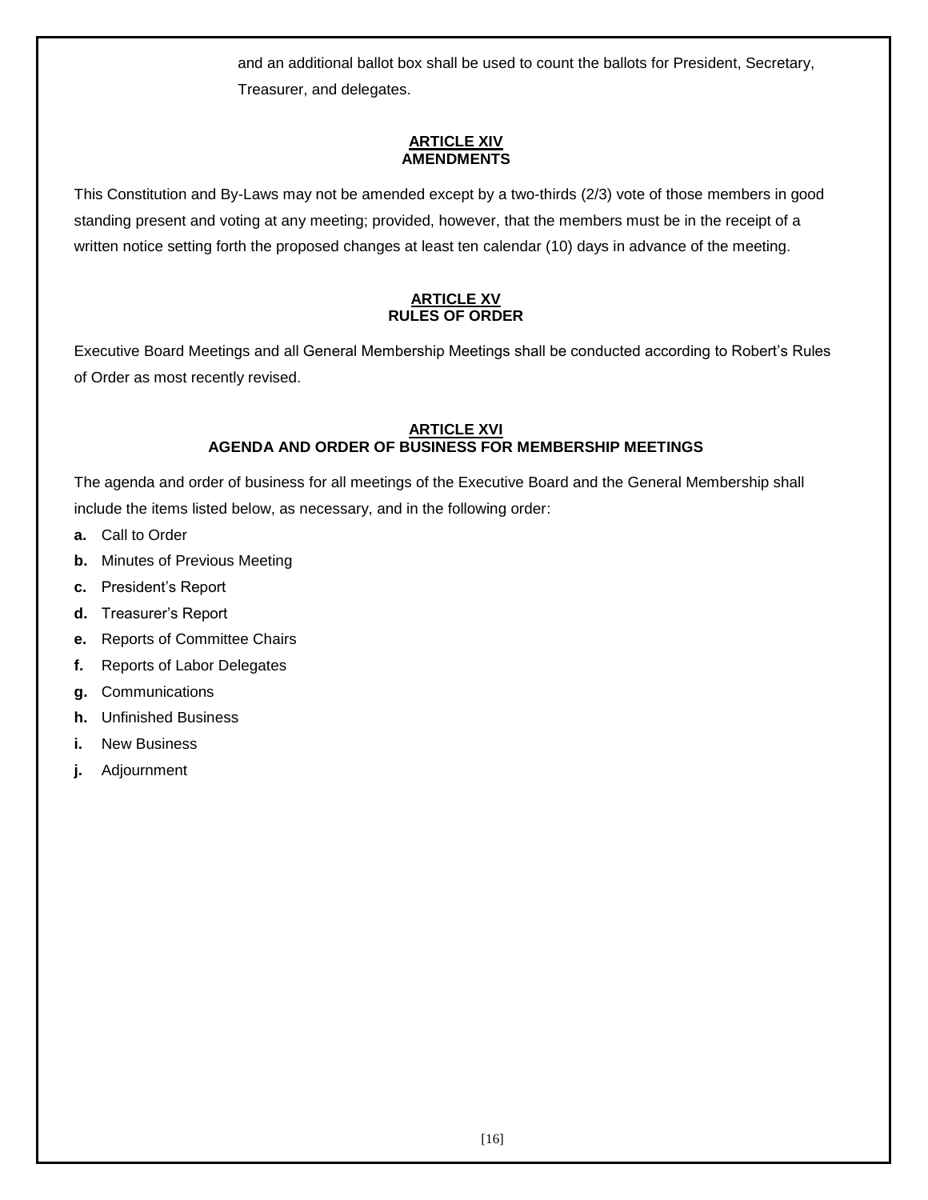and an additional ballot box shall be used to count the ballots for President, Secretary, Treasurer, and delegates.

## ARTICLE XIV
## AMENDMENTS

This Constitution and By-Laws may not be amended except by a two-thirds (2/3) vote of those members in good standing present and voting at any meeting; provided, however, that the members must be in the receipt of a written notice setting forth the proposed changes at least ten calendar (10) days in advance of the meeting.

## ARTICLE XV
## RULES OF ORDER

Executive Board Meetings and all General Membership Meetings shall be conducted according to Robert's Rules of Order as most recently revised.

## ARTICLE XVI
## AGENDA AND ORDER OF BUSINESS FOR MEMBERSHIP MEETINGS

The agenda and order of business for all meetings of the Executive Board and the General Membership shall include the items listed below, as necessary, and in the following order:

**a.** Call to Order

**b.** Minutes of Previous Meeting

**c.** President's Report

**d.** Treasurer's Report

**e.** Reports of Committee Chairs

**f.** Reports of Labor Delegates

**g.** Communications

**h.** Unfinished Business

**i.** New Business

**j.** Adjournment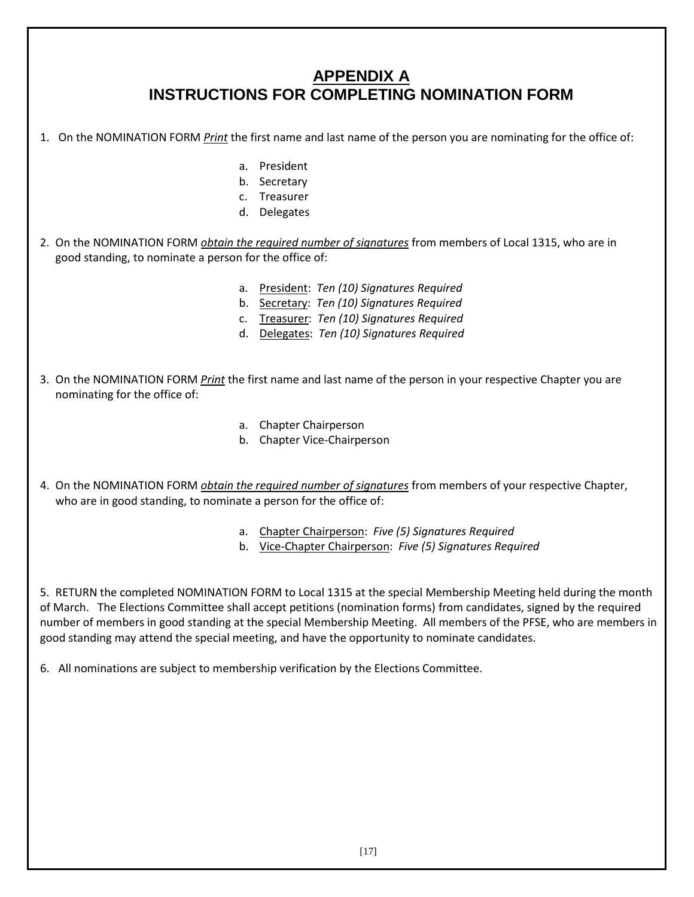# APPENDIX A
# INSTRUCTIONS FOR COMPLETING NOMINATION FORM

1. On the NOMINATION FORM *Print* the first name and last name of the person you are nominating for the office of:

   a. President
   b. Secretary
   c. Treasurer
   d. Delegates

2. On the NOMINATION FORM *obtain the required number of signatures* from members of Local 1315, who are in good standing, to nominate a person for the office of:

   a. President: *Ten (10) Signatures Required*
   b. Secretary: *Ten (10) Signatures Required*
   c. Treasurer: *Ten (10) Signatures Required*
   d. Delegates: *Ten (10) Signatures Required*

3. On the NOMINATION FORM *Print* the first name and last name of the person in your respective Chapter you are nominating for the office of:

   a. Chapter Chairperson
   b. Chapter Vice-Chairperson

4. On the NOMINATION FORM *obtain the required number of signatures* from members of your respective Chapter, who are in good standing, to nominate a person for the office of:

   a. Chapter Chairperson: *Five (5) Signatures Required*
   b. Vice-Chapter Chairperson: *Five (5) Signatures Required*

5. RETURN the completed NOMINATION FORM to Local 1315 at the special Membership Meeting held during the month of March. The Elections Committee shall accept petitions (nomination forms) from candidates, signed by the required number of members in good standing at the special Membership Meeting. All members of the PFSE, who are members in good standing may attend the special meeting, and have the opportunity to nominate candidates.

6. All nominations are subject to membership verification by the Elections Committee.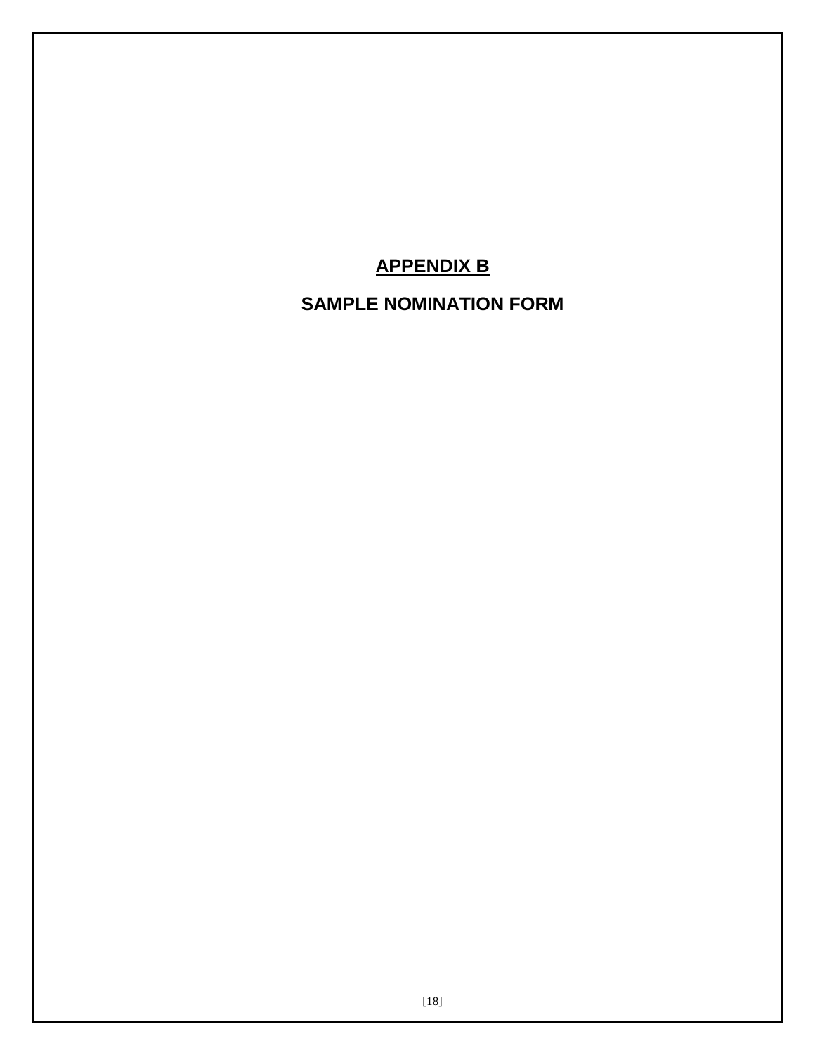# APPENDIX B

## SAMPLE NOMINATION FORM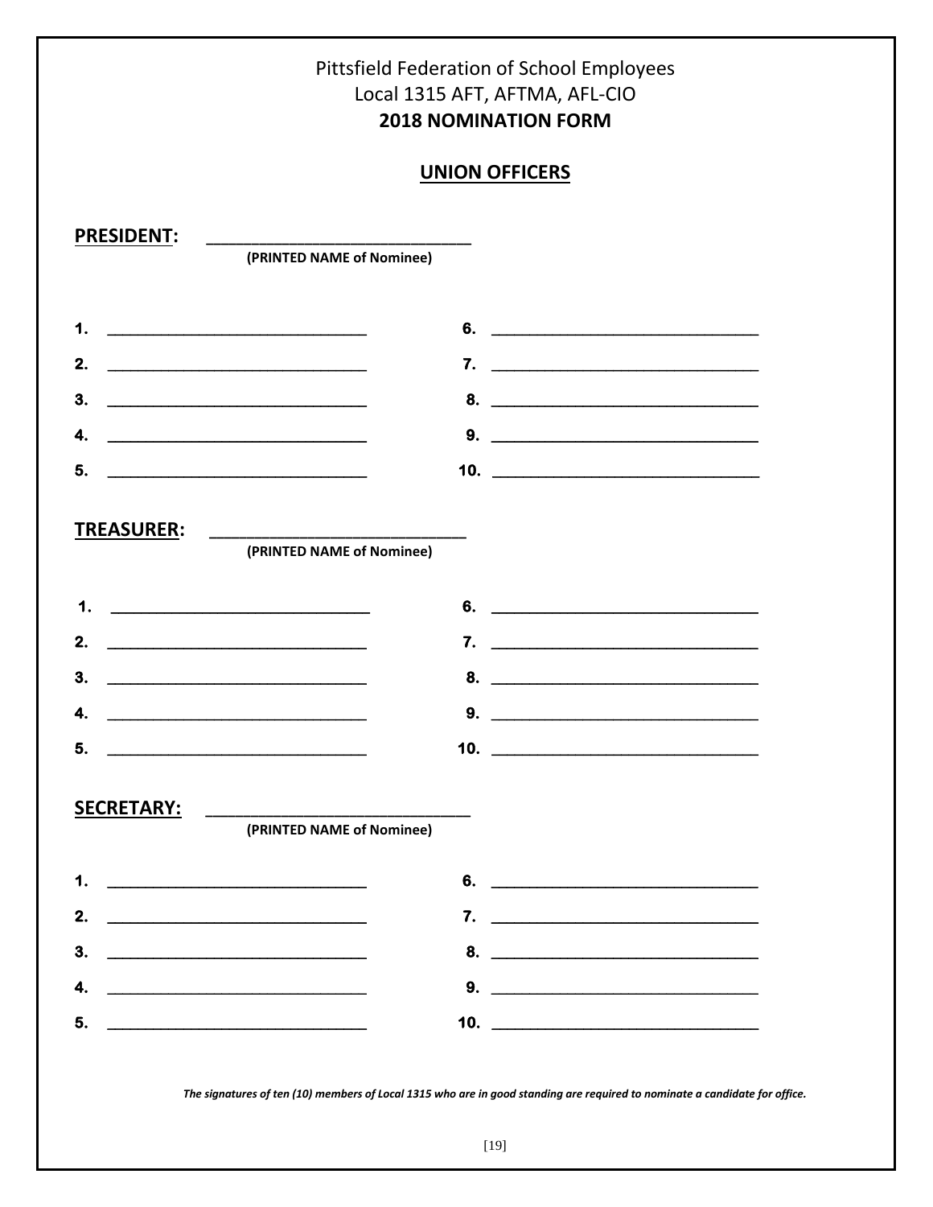Pittsfield Federation of School Employees

Local 1315 AFT, AFTMA, AFL-CIO

**2018 NOMINATION FORM**

## UNION OFFICERS

**PRESIDENT:** ____________________________

(PRINTED NAME of Nominee)

1. ____________________________
2. ____________________________
3. ____________________________
4. ____________________________
5. ____________________________
6. ____________________________
7. ____________________________
8. ____________________________
9. ____________________________
10. ____________________________

**TREASURER:** ____________________________

(PRINTED NAME of Nominee)

1. ____________________________
2. ____________________________
3. ____________________________
4. ____________________________
5. ____________________________
6. ____________________________
7. ____________________________
8. ____________________________
9. ____________________________
10. ____________________________

**SECRETARY:** ____________________________

(PRINTED NAME of Nominee)

1. ____________________________
2. ____________________________
3. ____________________________
4. ____________________________
5. ____________________________
6. ____________________________
7. ____________________________
8. ____________________________
9. ____________________________
10. ____________________________

***The signatures of ten (10) members of Local 1315 who are in good standing are required to nominate a candidate for office.***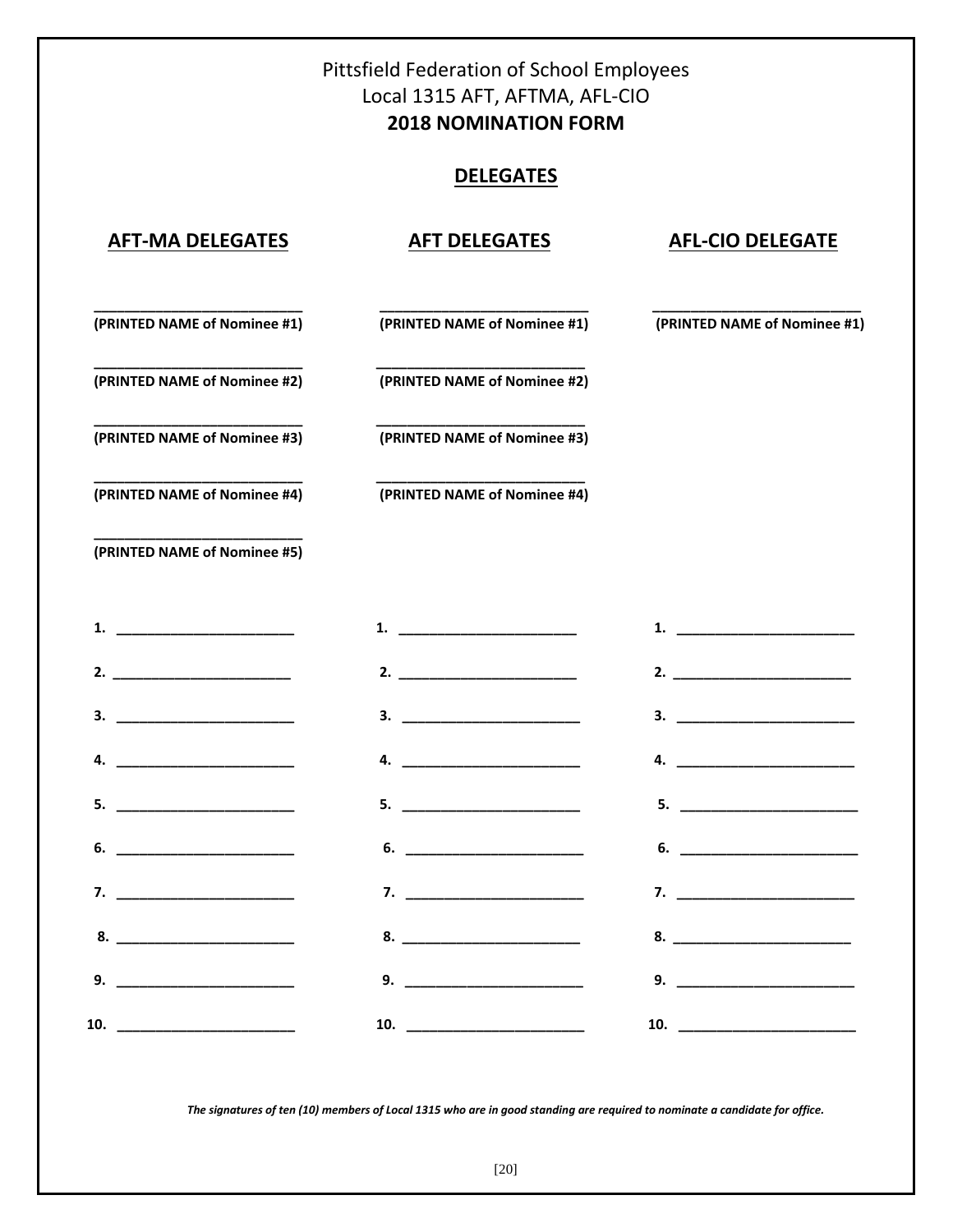Pittsfield Federation of School Employees
Local 1315 AFT, AFTMA, AFL-CIO

# 2018 NOMINATION FORM

## DELEGATES

| AFT-MA DELEGATES | AFT DELEGATES | AFL-CIO DELEGATE |
|---|---|---|
| ___________________________ **(PRINTED NAME of Nominee #1)** | ___________________________ **(PRINTED NAME of Nominee #1)** | ___________________________ **(PRINTED NAME of Nominee #1)** |
| ___________________________ **(PRINTED NAME of Nominee #2)** | ___________________________ **(PRINTED NAME of Nominee #2)** | |
| ___________________________ **(PRINTED NAME of Nominee #3)** | ___________________________ **(PRINTED NAME of Nominee #3)** | |
| ___________________________ **(PRINTED NAME of Nominee #4)** | ___________________________ **(PRINTED NAME of Nominee #4)** | |
| ___________________________ **(PRINTED NAME of Nominee #5)** | | |

| AFT-MA DELEGATES | AFT DELEGATES | AFL-CIO DELEGATE |
|---|---|---|
| **1.** ________________________ | **1.** ________________________ | **1.** ________________________ |
| **2.** ________________________ | **2.** ________________________ | **2.** ________________________ |
| **3.** ________________________ | **3.** ________________________ | **3.** ________________________ |
| **4.** ________________________ | **4.** ________________________ | **4.** ________________________ |
| **5.** ________________________ | **5.** ________________________ | **5.** ________________________ |
| **6.** ________________________ | **6.** ________________________ | **6.** ________________________ |
| **7.** ________________________ | **7.** ________________________ | **7.** ________________________ |
| **8.** ________________________ | **8.** ________________________ | **8.** ________________________ |
| **9.** ________________________ | **9.** ________________________ | **9.** ________________________ |
| **10.** ________________________ | **10.** ________________________ | **10.** ________________________ |

***The signatures of ten (10) members of Local 1315 who are in good standing are required to nominate a candidate for office.***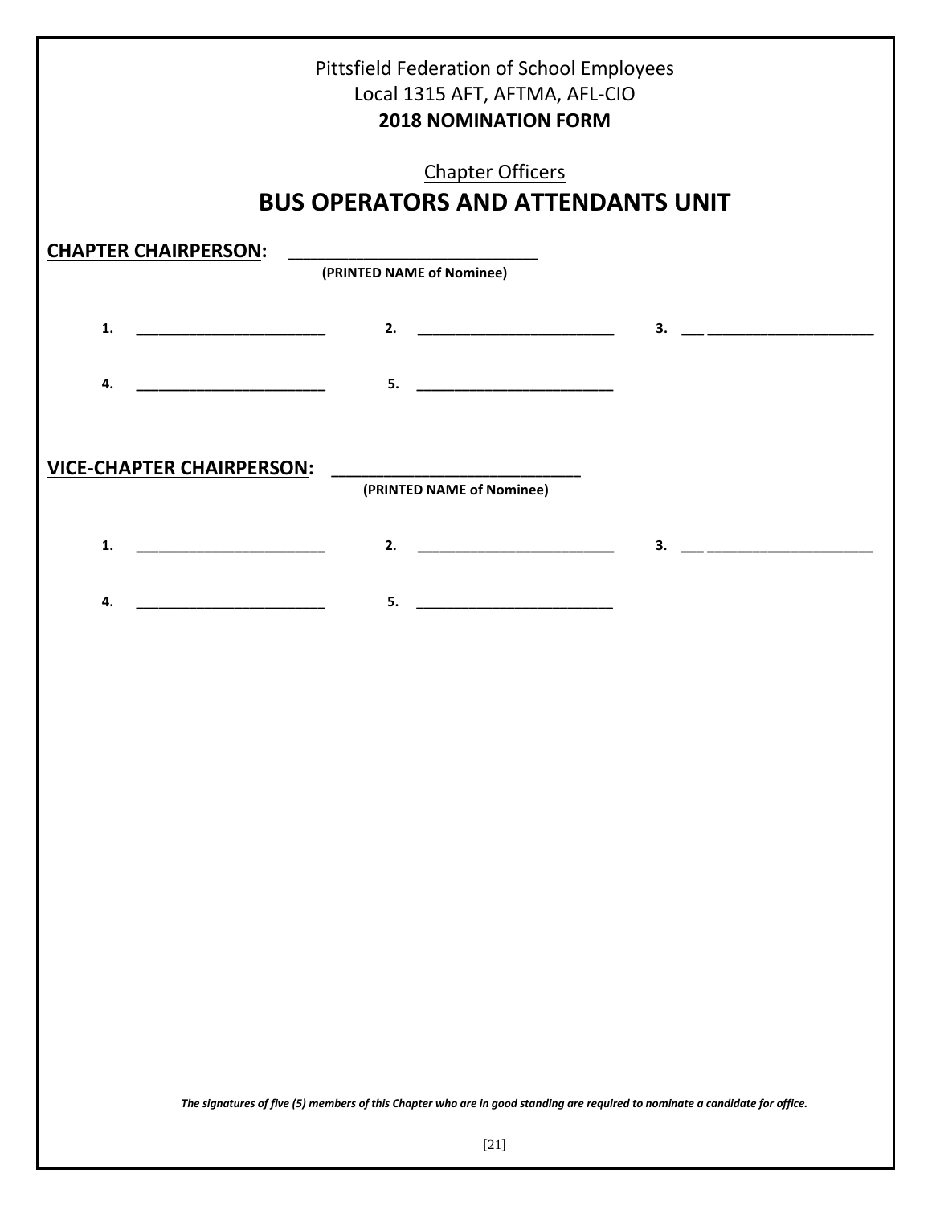Pittsfield Federation of School Employees
Local 1315 AFT, AFTMA, AFL-CIO
**2018 NOMINATION FORM**

Chapter Officers

# BUS OPERATORS AND ATTENDANTS UNIT

**CHAPTER CHAIRPERSON:** ___________________________
**(PRINTED NAME of Nominee)**

1. ________________________ 2. ________________________ 3. ___ ______________________

4. ________________________ 5. ________________________

**VICE-CHAPTER CHAIRPERSON:** ___________________________
**(PRINTED NAME of Nominee)**

1. ________________________ 2. ________________________ 3. ___ ______________________

4. ________________________ 5. ________________________

***The signatures of five (5) members of this Chapter who are in good standing are required to nominate a candidate for office.***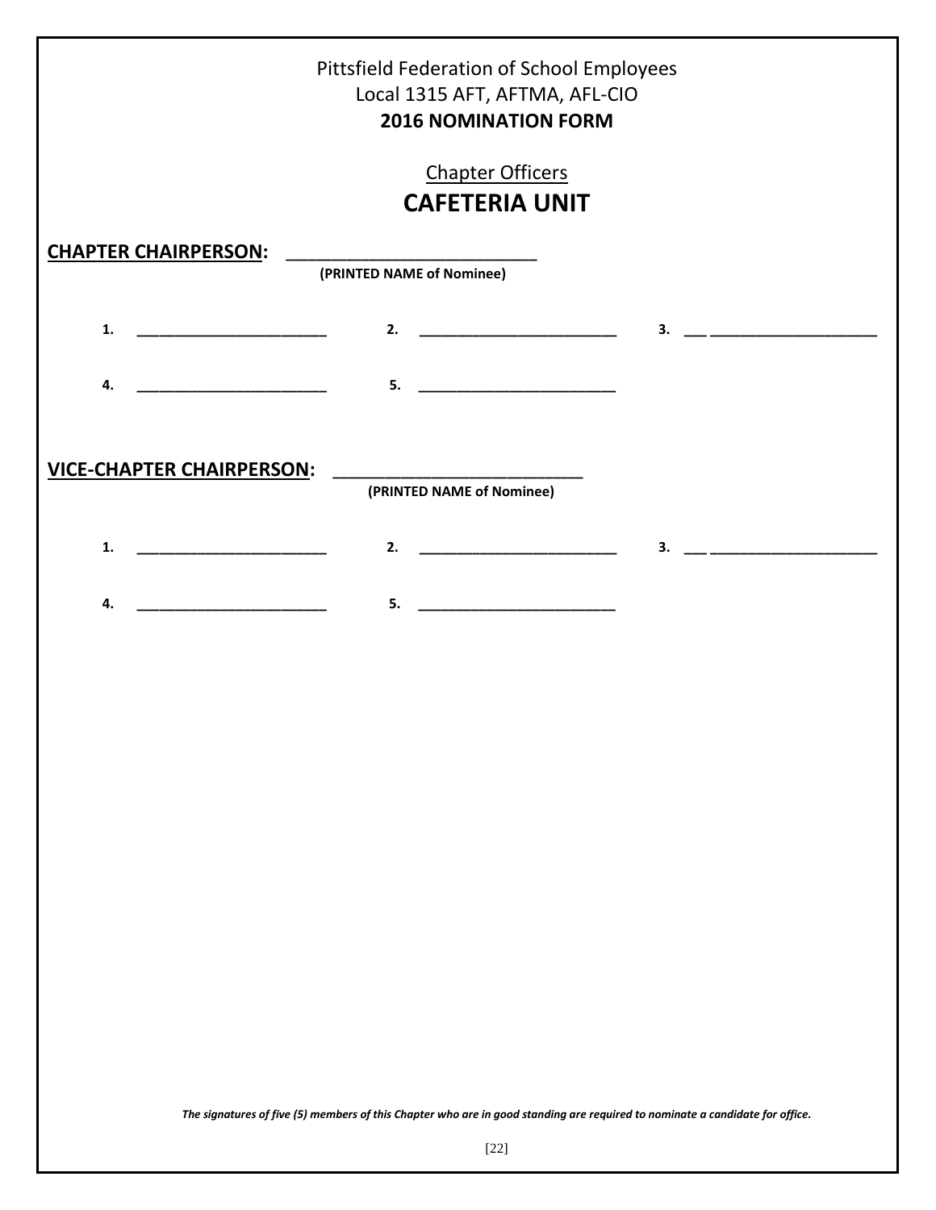Pittsfield Federation of School Employees
Local 1315 AFT, AFTMA, AFL-CIO
**2016 NOMINATION FORM**

Chapter Officers

# CAFETERIA UNIT

**CHAPTER CHAIRPERSON:** ___________________________
**(PRINTED NAME of Nominee)**

**1.** ________________________ **2.** _________________________ **3.** ___ ______________________

**4.** ________________________ **5.** _________________________

**VICE-CHAPTER CHAIRPERSON:** ___________________________
**(PRINTED NAME of Nominee)**

**1.** ________________________ **2.** _________________________ **3.** ___ ______________________

**4.** ________________________ **5.** _________________________

***The signatures of five (5) members of this Chapter who are in good standing are required to nominate a candidate for office.***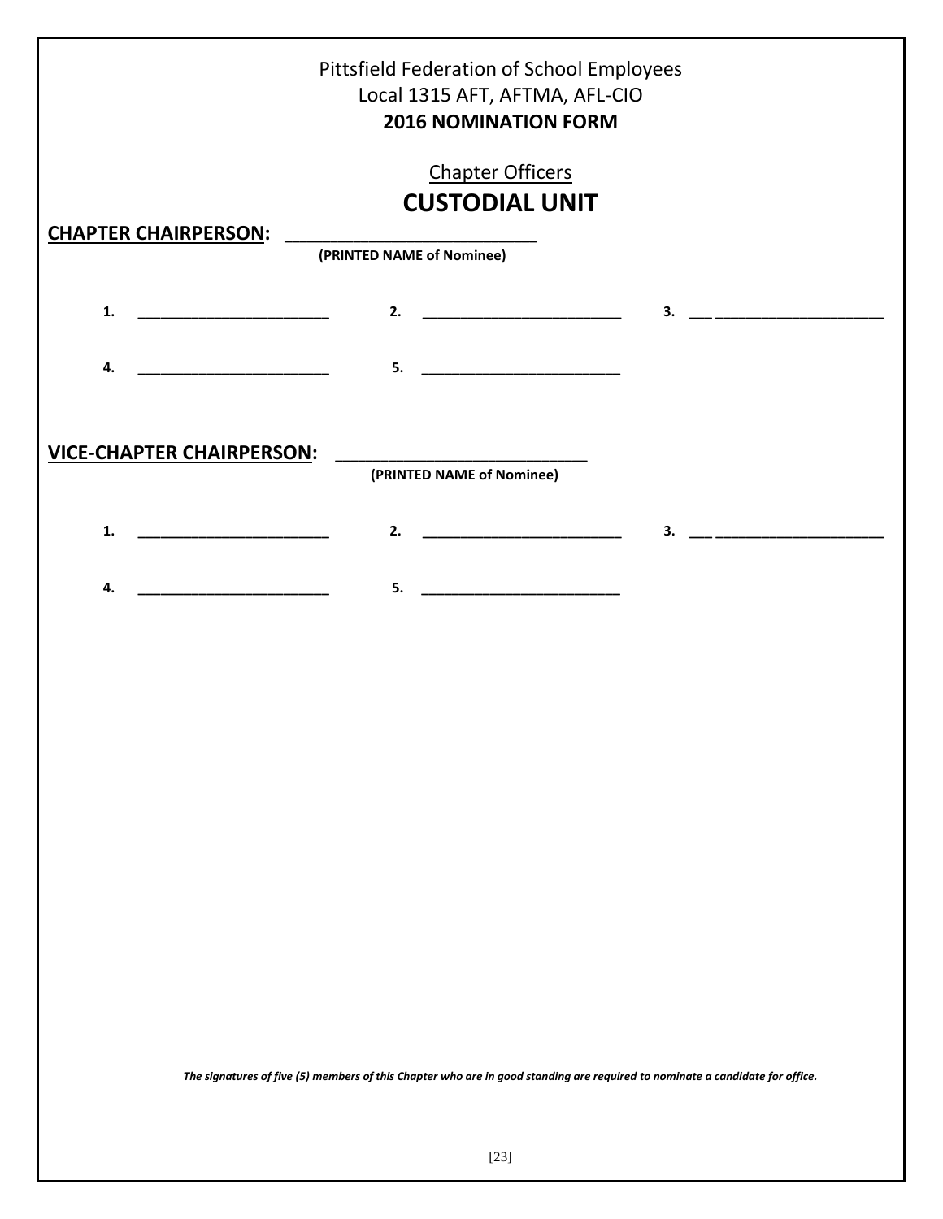Pittsfield Federation of School Employees
Local 1315 AFT, AFTMA, AFL-CIO
**2016 NOMINATION FORM**

Chapter Officers

# CUSTODIAL UNIT

**CHAPTER CHAIRPERSON:** ___________________________
**(PRINTED NAME of Nominee)**

**1.** ________________________ **2.** _________________________ **3.** ___ ______________________

**4.** ________________________ **5.** _________________________

**VICE-CHAPTER CHAIRPERSON:** ___________________________
**(PRINTED NAME of Nominee)**

**1.** ________________________ **2.** _________________________ **3.** ___ ______________________

**4.** ________________________ **5.** _________________________

***The signatures of five (5) members of this Chapter who are in good standing are required to nominate a candidate for office.***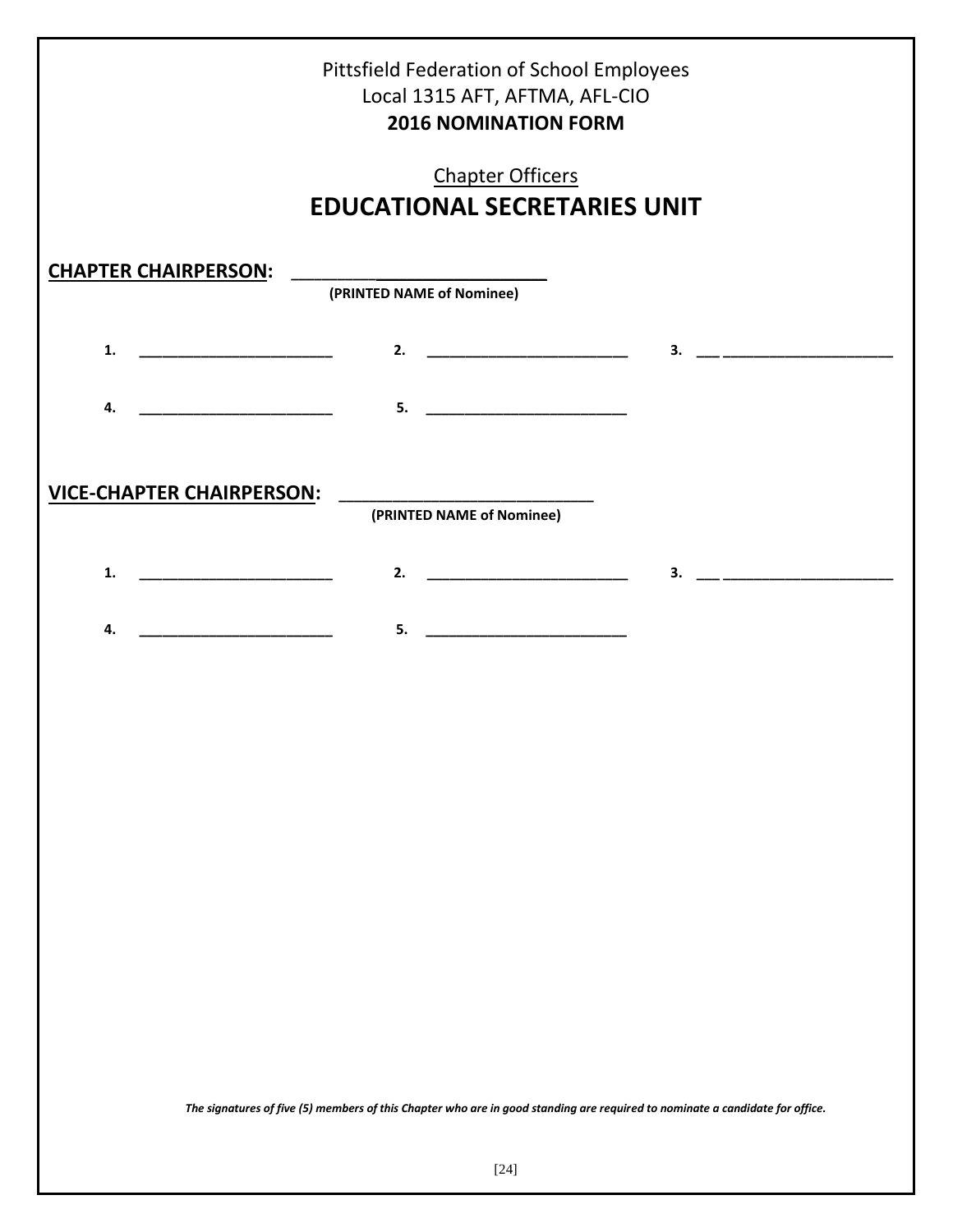Pittsfield Federation of School Employees
Local 1315 AFT, AFTMA, AFL-CIO
**2016 NOMINATION FORM**

Chapter Officers

# EDUCATIONAL SECRETARIES UNIT

**CHAPTER CHAIRPERSON:** ______________________________
**(PRINTED NAME of Nominee)**

1. __________________________ 2. __________________________ 3. __________________________

4. __________________________ 5. __________________________

**VICE-CHAPTER CHAIRPERSON:** ______________________________
**(PRINTED NAME of Nominee)**

1. __________________________ 2. __________________________ 3. __________________________

4. __________________________ 5. __________________________

***The signatures of five (5) members of this Chapter who are in good standing are required to nominate a candidate for office.***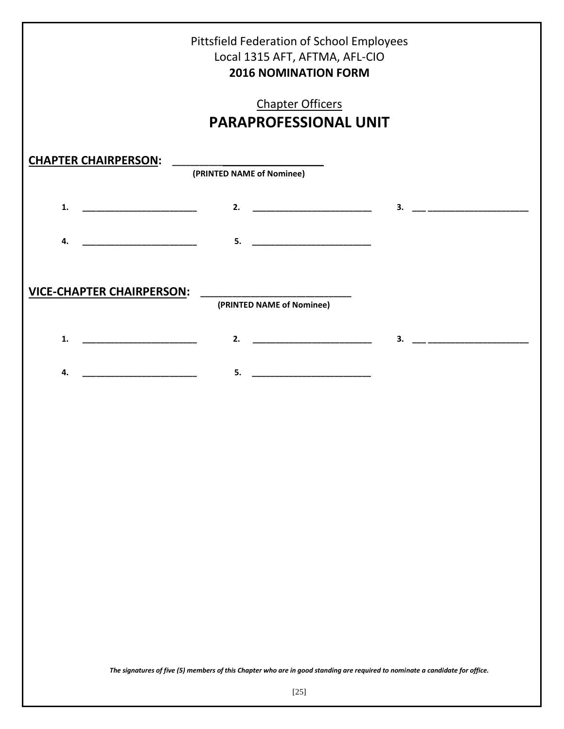Pittsfield Federation of School Employees
Local 1315 AFT, AFTMA, AFL-CIO
**2016 NOMINATION FORM**

Chapter Officers

# PARAPROFESSIONAL UNIT

**CHAPTER CHAIRPERSON:** ___________________________
**(PRINTED NAME of Nominee)**

**1.** _________________________ **2.** _________________________ **3.** _________________________

**4.** _________________________ **5.** _________________________

**VICE-CHAPTER CHAIRPERSON:** ___________________________
**(PRINTED NAME of Nominee)**

**1.** _________________________ **2.** _________________________ **3.** _________________________

**4.** _________________________ **5.** _________________________

***The signatures of five (5) members of this Chapter who are in good standing are required to nominate a candidate for office.***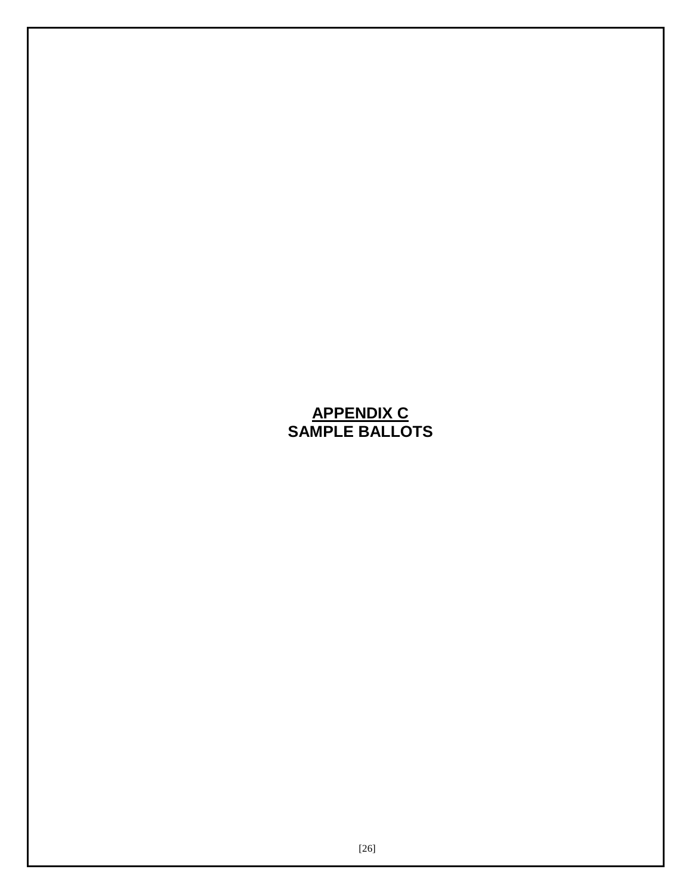# APPENDIX C
# SAMPLE BALLOTS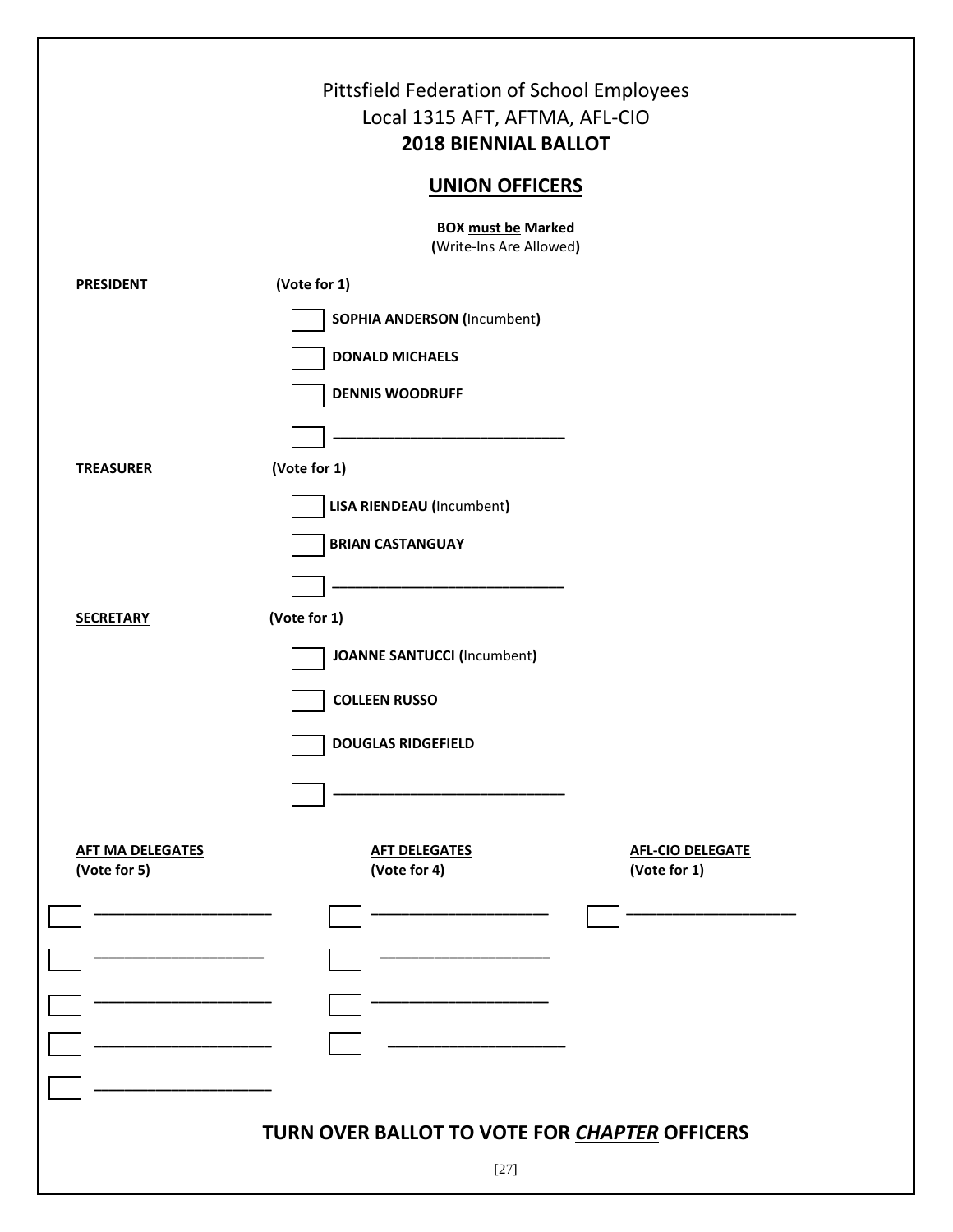Pittsfield Federation of School Employees
Local 1315 AFT, AFTMA, AFL-CIO
**2018 BIENNIAL BALLOT**

## UNION OFFICERS

**BOX must be Marked**
(Write-Ins Are Allowed)

**PRESIDENT** **(Vote for 1)**

- [ ] **SOPHIA ANDERSON** (Incumbent)
- [ ] **DONALD MICHAELS**
- [ ] **DENNIS WOODRUFF**
- [ ] ____________________________

**TREASURER** **(Vote for 1)**

- [ ] **LISA RIENDEAU** (Incumbent)
- [ ] **BRIAN CASTANGUAY**
- [ ] ____________________________

**SECRETARY** **(Vote for 1)**

- [ ] **JOANNE SANTUCCI** (Incumbent)
- [ ] **COLLEEN RUSSO**
- [ ] **DOUGLAS RIDGEFIELD**
- [ ] ____________________________

| **AFT MA DELEGATES (Vote for 5)** | **AFT DELEGATES (Vote for 4)** | **AFL-CIO DELEGATE (Vote for 1)** |
|---|---|---|
| [ ] ____________________ | [ ] ____________________ | [ ] ____________________ |
| [ ] ____________________ | [ ] ____________________ | |
| [ ] ____________________ | [ ] ____________________ | |
| [ ] ____________________ | [ ] ____________________ | |
| [ ] ____________________ | | |

**TURN OVER BALLOT TO VOTE FOR *CHAPTER* OFFICERS**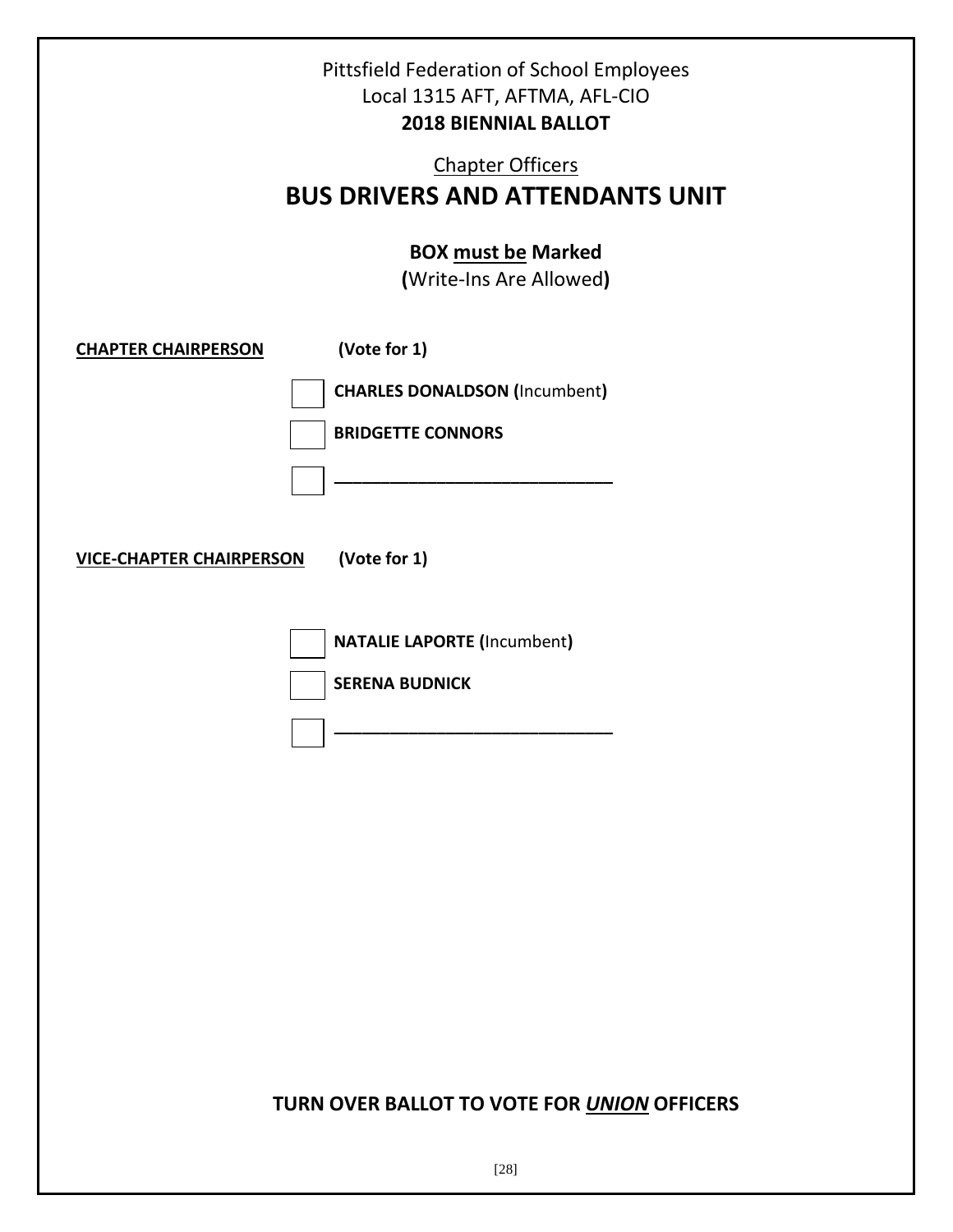Pittsfield Federation of School Employees
Local 1315 AFT, AFTMA, AFL-CIO
**2018 BIENNIAL BALLOT**

Chapter Officers

# BUS DRIVERS AND ATTENDANTS UNIT

**BOX must be Marked**
**(**Write-Ins Are Allowed**)**

**CHAPTER CHAIRPERSON** **(Vote for 1)**

☐ **CHARLES DONALDSON (**Incumbent**)**

☐ **BRIDGETTE CONNORS**

☐ ______________________________

**VICE-CHAPTER CHAIRPERSON** **(Vote for 1)**

☐ **NATALIE LAPORTE (**Incumbent**)**

☐ **SERENA BUDNICK**

☐ ______________________________

**TURN OVER BALLOT TO VOTE FOR *UNION* OFFICERS**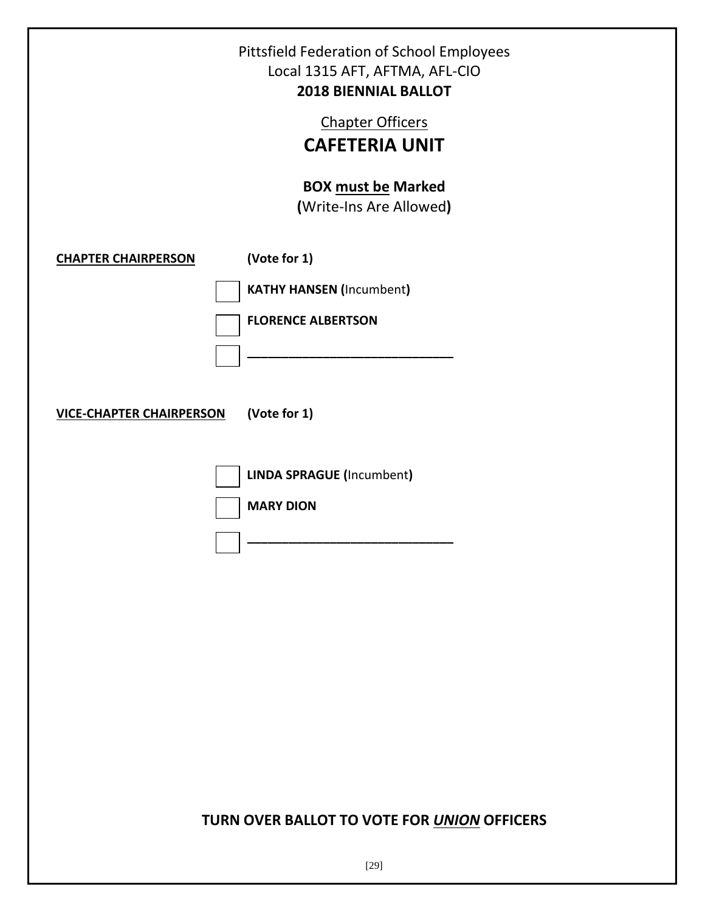Pittsfield Federation of School Employees
Local 1315 AFT, AFTMA, AFL-CIO
**2018 BIENNIAL BALLOT**

Chapter Officers

# CAFETERIA UNIT

**BOX must be Marked**
**(**Write-Ins Are Allowed**)**

**CHAPTER CHAIRPERSON** **(Vote for 1)**

- [ ] **KATHY HANSEN (**Incumbent**)**
- [ ] **FLORENCE ALBERTSON**
- [ ] ______________________________

**VICE-CHAPTER CHAIRPERSON** **(Vote for 1)**

- [ ] **LINDA SPRAGUE (**Incumbent**)**
- [ ] **MARY DION**
- [ ] ______________________________

**TURN OVER BALLOT TO VOTE FOR *UNION* OFFICERS**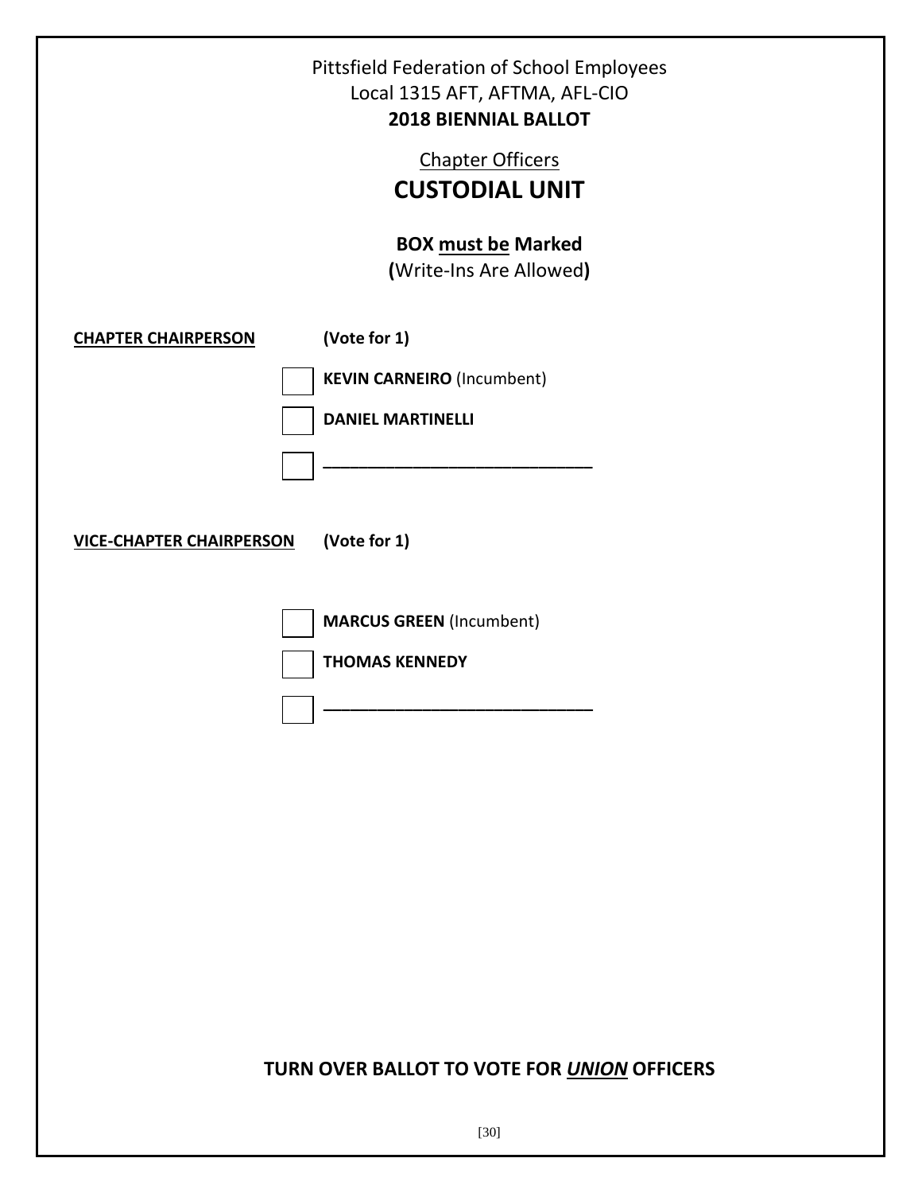Pittsfield Federation of School Employees
Local 1315 AFT, AFTMA, AFL-CIO
**2018 BIENNIAL BALLOT**

Chapter Officers

# CUSTODIAL UNIT

**BOX must be Marked**
**(**Write-Ins Are Allowed**)**

**CHAPTER CHAIRPERSON** **(Vote for 1)**

- ☐ **KEVIN CARNEIRO** (Incumbent)
- ☐ **DANIEL MARTINELLI**
- ☐ ______________________________

**VICE-CHAPTER CHAIRPERSON** **(Vote for 1)**

- ☐ **MARCUS GREEN** (Incumbent)
- ☐ **THOMAS KENNEDY**
- ☐ ______________________________

**TURN OVER BALLOT TO VOTE FOR *UNION* OFFICERS**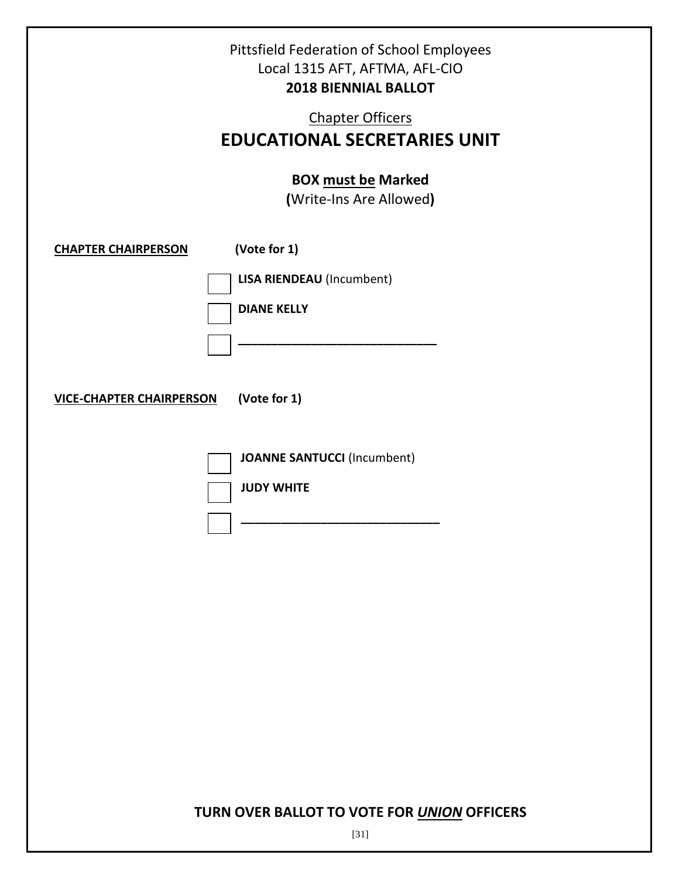Pittsfield Federation of School Employees
Local 1315 AFT, AFTMA, AFL-CIO
**2018 BIENNIAL BALLOT**

Chapter Officers

# EDUCATIONAL SECRETARIES UNIT

**BOX must be Marked**
**(**Write-Ins Are Allowed**)**

**CHAPTER CHAIRPERSON** **(Vote for 1)**

- [ ] **LISA RIENDEAU** (Incumbent)
- [ ] **DIANE KELLY**
- [ ] ______________________________

**VICE-CHAPTER CHAIRPERSON** **(Vote for 1)**

- [ ] **JOANNE SANTUCCI** (Incumbent)
- [ ] **JUDY WHITE**
- [ ] ______________________________

**TURN OVER BALLOT TO VOTE FOR *UNION* OFFICERS**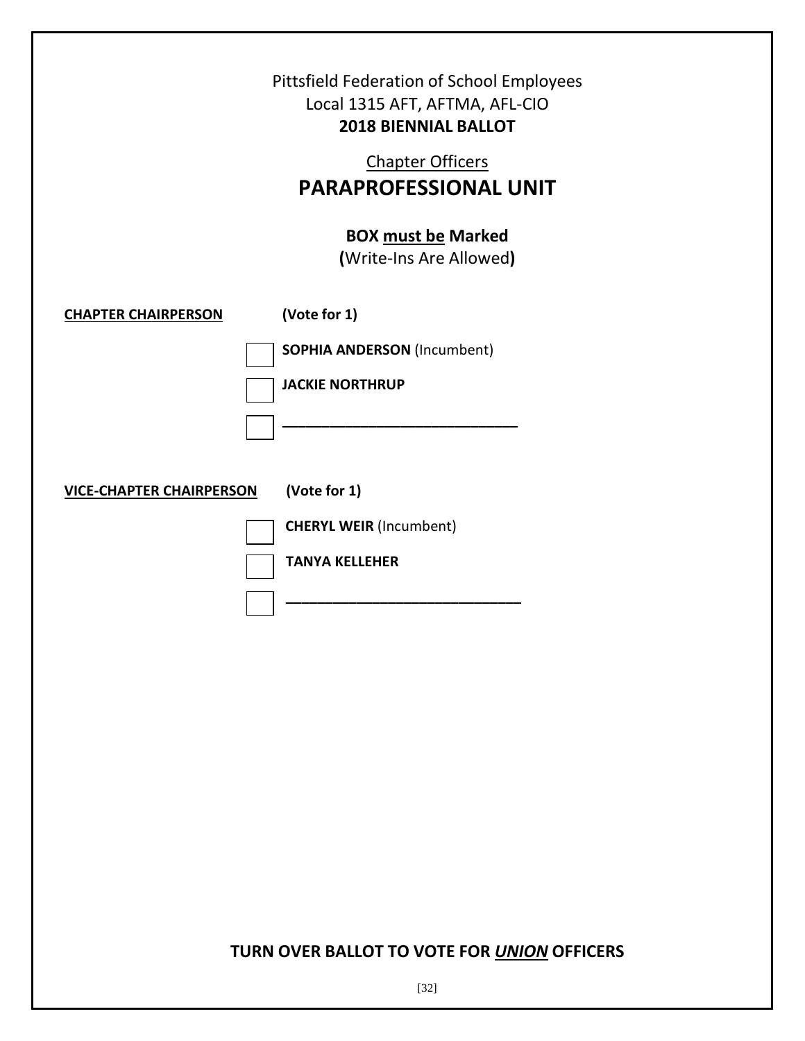Pittsfield Federation of School Employees
Local 1315 AFT, AFTMA, AFL-CIO
**2018 BIENNIAL BALLOT**

Chapter Officers

# PARAPROFESSIONAL UNIT

**BOX must be Marked**
**(**Write-Ins Are Allowed**)**

**CHAPTER CHAIRPERSON** **(Vote for 1)**

- [ ] **SOPHIA ANDERSON** (Incumbent)
- [ ] **JACKIE NORTHRUP**
- [ ] ______________________________

**VICE-CHAPTER CHAIRPERSON** **(Vote for 1)**

- [ ] **CHERYL WEIR** (Incumbent)
- [ ] **TANYA KELLEHER**
- [ ] ______________________________

**TURN OVER BALLOT TO VOTE FOR *UNION* OFFICERS**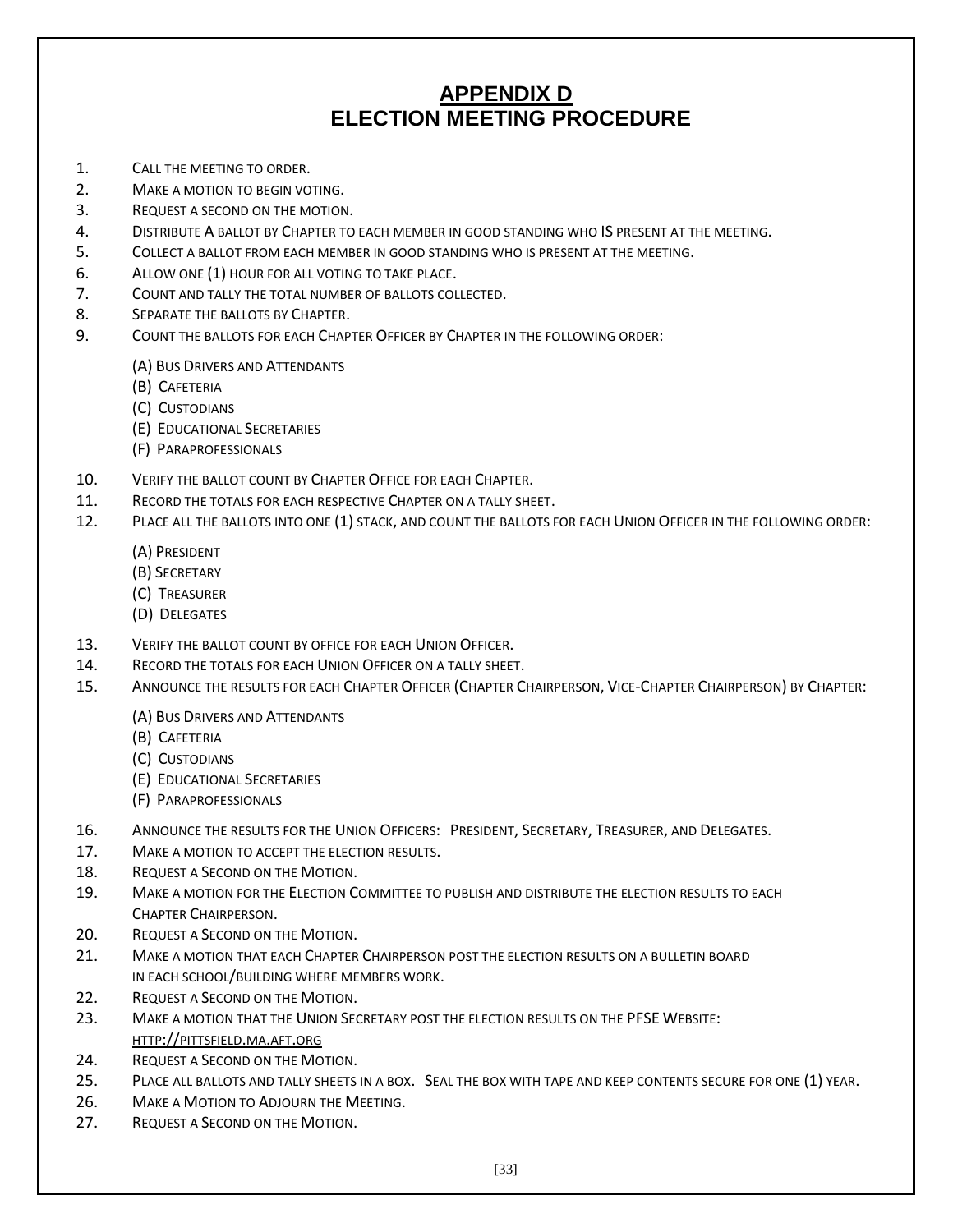# APPENDIX D
# ELECTION MEETING PROCEDURE

1. CALL THE MEETING TO ORDER.
2. MAKE A MOTION TO BEGIN VOTING.
3. REQUEST A SECOND ON THE MOTION.
4. DISTRIBUTE A BALLOT BY CHAPTER TO EACH MEMBER IN GOOD STANDING WHO IS PRESENT AT THE MEETING.
5. COLLECT A BALLOT FROM EACH MEMBER IN GOOD STANDING WHO IS PRESENT AT THE MEETING.
6. ALLOW ONE (1) HOUR FOR ALL VOTING TO TAKE PLACE.
7. COUNT AND TALLY THE TOTAL NUMBER OF BALLOTS COLLECTED.
8. SEPARATE THE BALLOTS BY CHAPTER.
9. COUNT THE BALLOTS FOR EACH CHAPTER OFFICER BY CHAPTER IN THE FOLLOWING ORDER:

   (A) BUS DRIVERS AND ATTENDANTS
   (B) CAFETERIA
   (C) CUSTODIANS
   (E) EDUCATIONAL SECRETARIES
   (F) PARAPROFESSIONALS

10. VERIFY THE BALLOT COUNT BY CHAPTER OFFICE FOR EACH CHAPTER.
11. RECORD THE TOTALS FOR EACH RESPECTIVE CHAPTER ON A TALLY SHEET.
12. PLACE ALL THE BALLOTS INTO ONE (1) STACK, AND COUNT THE BALLOTS FOR EACH UNION OFFICER IN THE FOLLOWING ORDER:

    (A) PRESIDENT
    (B) SECRETARY
    (C) TREASURER
    (D) DELEGATES

13. VERIFY THE BALLOT COUNT BY OFFICE FOR EACH UNION OFFICER.
14. RECORD THE TOTALS FOR EACH UNION OFFICER ON A TALLY SHEET.
15. ANNOUNCE THE RESULTS FOR EACH CHAPTER OFFICER (CHAPTER CHAIRPERSON, VICE-CHAPTER CHAIRPERSON) BY CHAPTER:

    (A) BUS DRIVERS AND ATTENDANTS
    (B) CAFETERIA
    (C) CUSTODIANS
    (E) EDUCATIONAL SECRETARIES
    (F) PARAPROFESSIONALS

16. ANNOUNCE THE RESULTS FOR THE UNION OFFICERS: PRESIDENT, SECRETARY, TREASURER, AND DELEGATES.
17. MAKE A MOTION TO ACCEPT THE ELECTION RESULTS.
18. REQUEST A SECOND ON THE MOTION.
19. MAKE A MOTION FOR THE ELECTION COMMITTEE TO PUBLISH AND DISTRIBUTE THE ELECTION RESULTS TO EACH CHAPTER CHAIRPERSON.
20. REQUEST A SECOND ON THE MOTION.
21. MAKE A MOTION THAT EACH CHAPTER CHAIRPERSON POST THE ELECTION RESULTS ON A BULLETIN BOARD IN EACH SCHOOL/BUILDING WHERE MEMBERS WORK.
22. REQUEST A SECOND ON THE MOTION.
23. MAKE A MOTION THAT THE UNION SECRETARY POST THE ELECTION RESULTS ON THE PFSE WEBSITE: HTTP://PITTSFIELD.MA.AFT.ORG
24. REQUEST A SECOND ON THE MOTION.
25. PLACE ALL BALLOTS AND TALLY SHEETS IN A BOX. SEAL THE BOX WITH TAPE AND KEEP CONTENTS SECURE FOR ONE (1) YEAR.
26. MAKE A MOTION TO ADJOURN THE MEETING.
27. REQUEST A SECOND ON THE MOTION.